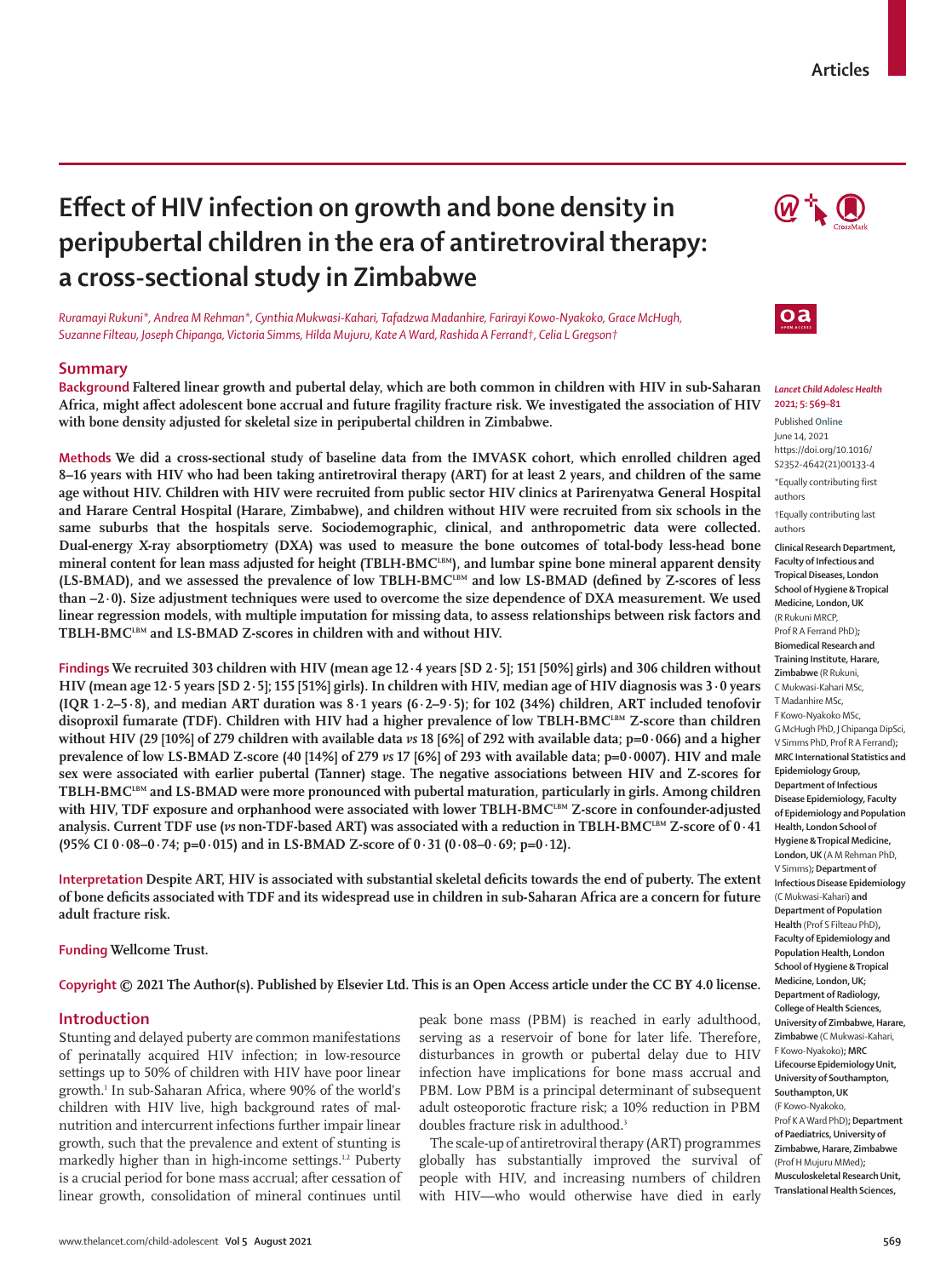Articles

# Effect of HIV infection on growth and bone density in peripubertal children in the era of antiretroviral therapy: a cross-sectional study in Zimbabwe

*Ruramayi Rukuni\*, Andrea M Rehman\*, Cynthia Mukwasi-Kahari, Tafadzwa Madanhire, Farirayi Kowo-Nyakoko, Grace McHugh, Suzanne Filteau, Joseph Chipanga, Victoria Simms, Hilda Mujuru, Kate A Ward, Rashida A Ferrand†, Celia L Gregson†*

## Summary

**Background** Faltered linear growth and pubertal delay, which are both common in children with HIV in sub-Saharan Africa, might affect adolescent bone accrual and future fragility fracture risk. We investigated the association of HIV with bone density adjusted for skeletal size in peripubertal children in Zimbabwe.

**Methods** We did a cross-sectional study of baseline data from the IMVASK cohort, which enrolled children aged 8–16 years with HIV who had been taking antiretroviral therapy (ART) for at least 2 years, and children of the same age without HIV. Children with HIV were recruited from public sector HIV clinics at Parirenyatwa General Hospital and Harare Central Hospital (Harare, Zimbabwe), and children without HIV were recruited from six schools in the same suburbs that the hospitals serve. Sociodemographic, clinical, and anthropometric data were collected. Dual-energy X-ray absorptiometry (DXA) was used to measure the bone outcomes of total-body less-head bone mineral content for lean mass adjusted for height (TBLH-BMC$^{LBM}$), and lumbar spine bone mineral apparent density (LS-BMAD), and we assessed the prevalence of low TBLH-BMC$^{LBM}$ and low LS-BMAD (defined by Z-scores of less than –2·0). Size adjustment techniques were used to overcome the size dependence of DXA measurement. We used linear regression models, with multiple imputation for missing data, to assess relationships between risk factors and TBLH-BMC$^{LBM}$ and LS-BMAD Z-scores in children with and without HIV.

**Findings** We recruited 303 children with HIV (mean age 12·4 years [SD 2·5]; 151 [50%] girls) and 306 children without HIV (mean age 12·5 years [SD 2·5]; 155 [51%] girls). In children with HIV, median age of HIV diagnosis was 3·0 years (IQR 1·2–5·8), and median ART duration was 8·1 years (6·2–9·5); for 102 (34%) children, ART included tenofovir disoproxil fumarate (TDF). Children with HIV had a higher prevalence of low TBLH-BMC$^{LBM}$ Z-score than children without HIV (29 [10%] of 279 children with available data *vs* 18 [6%] of 292 with available data; p=0·066) and a higher prevalence of low LS-BMAD Z-score (40 [14%] of 279 *vs* 17 [6%] of 293 with available data; p=0·0007). HIV and male sex were associated with earlier pubertal (Tanner) stage. The negative associations between HIV and Z-scores for TBLH-BMC$^{LBM}$ and LS-BMAD were more pronounced with pubertal maturation, particularly in girls. Among children with HIV, TDF exposure and orphanhood were associated with lower TBLH-BMC$^{LBM}$ Z-score in confounder-adjusted analysis. Current TDF use (*vs* non-TDF-based ART) was associated with a reduction in TBLH-BMC$^{LBM}$ Z-score of 0·41 (95% CI 0·08–0·74; p=0·015) and in LS-BMAD Z-score of 0·31 (0·08–0·69; p=0·12).

**Interpretation** Despite ART, HIV is associated with substantial skeletal deficits towards the end of puberty. The extent of bone deficits associated with TDF and its widespread use in children in sub-Saharan Africa are a concern for future adult fracture risk.

**Funding** Wellcome Trust.

**Copyright** © 2021 The Author(s). Published by Elsevier Ltd. This is an Open Access article under the CC BY 4.0 license.

*Lancet Child Adolesc Health* 2021; 5: 569–81

Published Online June 14, 2021 https://doi.org/10.1016/S2352-4642(21)00133-4

\*Equally contributing first authors

†Equally contributing last authors

**Clinical Research Department, Faculty of Infectious and Tropical Diseases, London School of Hygiene & Tropical Medicine, London, UK** (R Rukuni MRCP, Prof R A Ferrand PhD); **Biomedical Research and Training Institute, Harare, Zimbabwe** (R Rukuni, C Mukwasi-Kahari MSc, T Madanhire MSc, F Kowo-Nyakoko MSc, G McHugh PhD, J Chipanga DipSci, V Simms PhD, Prof R A Ferrand); **MRC International Statistics and Epidemiology Group, Department of Infectious Disease Epidemiology, Faculty of Epidemiology and Population Health, London School of Hygiene & Tropical Medicine, London, UK** (A M Rehman PhD, V Simms); **Department of Infectious Disease Epidemiology** (C Mukwasi-Kahari) and **Department of Population Health** (Prof S Filteau PhD), **Faculty of Epidemiology and Population Health, London School of Hygiene & Tropical Medicine, London, UK; Department of Radiology, College of Health Sciences, University of Zimbabwe, Harare, Zimbabwe** (C Mukwasi-Kahari, F Kowo-Nyakoko); **MRC Lifecourse Epidemiology Unit, University of Southampton, Southampton, UK** (F Kowo-Nyakoko, Prof K A Ward PhD); **Department of Paediatrics, University of Zimbabwe, Harare, Zimbabwe** (Prof H Mujuru MMed); **Musculoskeletal Research Unit, Translational Health Sciences,**

## Introduction

Stunting and delayed puberty are common manifestations of perinatally acquired HIV infection; in low-resource settings up to 50% of children with HIV have poor linear growth.[1] In sub-Saharan Africa, where 90% of the world's children with HIV live, high background rates of malnutrition and intercurrent infections further impair linear growth, such that the prevalence and extent of stunting is markedly higher than in high-income settings.[1,2] Puberty is a crucial period for bone mass accrual; after cessation of linear growth, consolidation of mineral continues until peak bone mass (PBM) is reached in early adulthood, serving as a reservoir of bone for later life. Therefore, disturbances in growth or pubertal delay due to HIV infection have implications for bone mass accrual and PBM. Low PBM is a principal determinant of subsequent adult osteoporotic fracture risk; a 10% reduction in PBM doubles fracture risk in adulthood.[3]

The scale-up of antiretroviral therapy (ART) programmes globally has substantially improved the survival of people with HIV, and increasing numbers of children with HIV—who would otherwise have died in early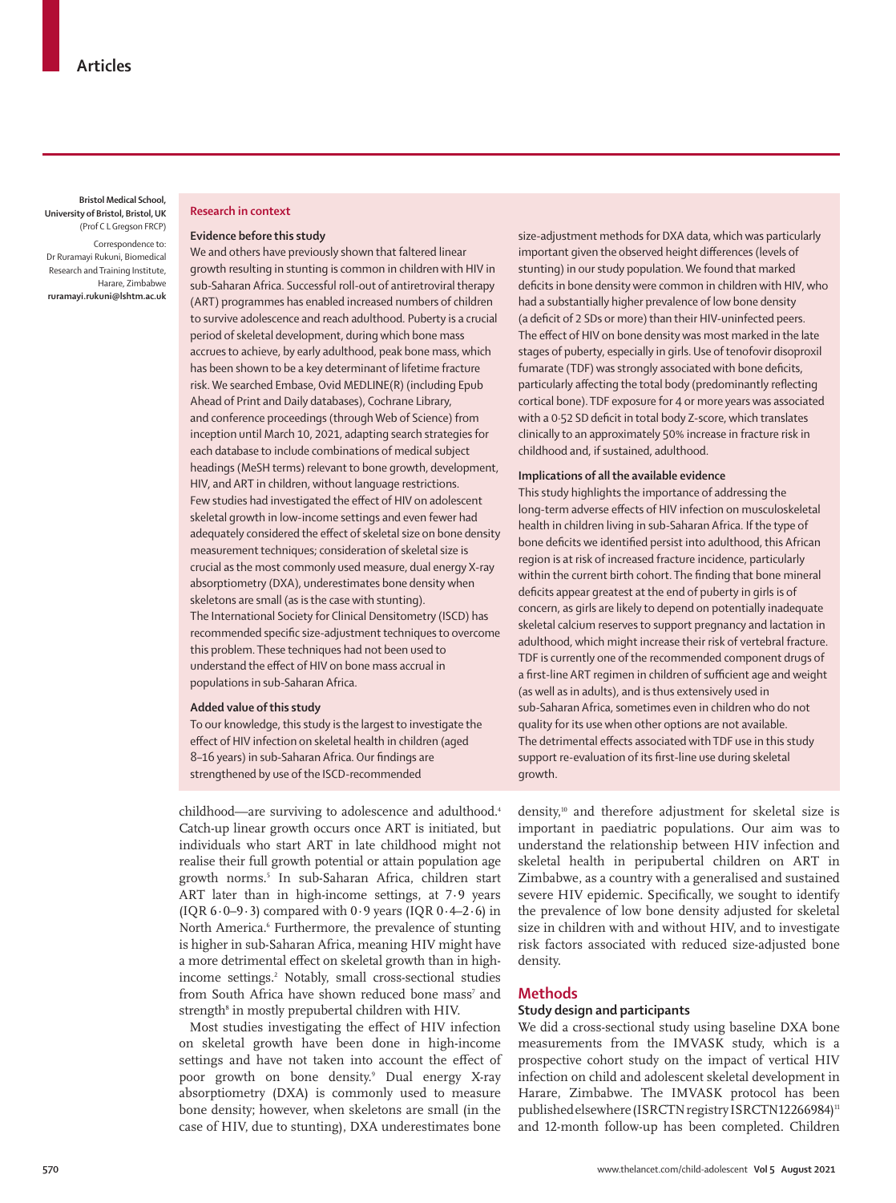Bristol Medical School, University of Bristol, Bristol, UK (Prof C L Gregson FRCP)

Correspondence to: Dr Ruramayi Rukuni, Biomedical Research and Training Institute, Harare, Zimbabwe **ruramayi.rukuni@lshtm.ac.uk**

## Research in context

**Evidence before this study**

We and others have previously shown that faltered linear growth resulting in stunting is common in children with HIV in sub-Saharan Africa. Successful roll-out of antiretroviral therapy (ART) programmes has enabled increased numbers of children to survive adolescence and reach adulthood. Puberty is a crucial period of skeletal development, during which bone mass accrues to achieve, by early adulthood, peak bone mass, which has been shown to be a key determinant of lifetime fracture risk. We searched Embase, Ovid MEDLINE(R) (including Epub Ahead of Print and Daily databases), Cochrane Library, and conference proceedings (through Web of Science) from inception until March 10, 2021, adapting search strategies for each database to include combinations of medical subject headings (MeSH terms) relevant to bone growth, development, HIV, and ART in children, without language restrictions. Few studies had investigated the effect of HIV on adolescent skeletal growth in low-income settings and even fewer had adequately considered the effect of skeletal size on bone density measurement techniques; consideration of skeletal size is crucial as the most commonly used measure, dual energy X-ray absorptiometry (DXA), underestimates bone density when skeletons are small (as is the case with stunting). The International Society for Clinical Densitometry (ISCD) has recommended specific size-adjustment techniques to overcome this problem. These techniques had not been used to understand the effect of HIV on bone mass accrual in populations in sub-Saharan Africa.

**Added value of this study**

To our knowledge, this study is the largest to investigate the effect of HIV infection on skeletal health in children (aged 8–16 years) in sub-Saharan Africa. Our findings are strengthened by use of the ISCD-recommended size-adjustment methods for DXA data, which was particularly important given the observed height differences (levels of stunting) in our study population. We found that marked deficits in bone density were common in children with HIV, who had a substantially higher prevalence of low bone density (a deficit of 2 SDs or more) than their HIV-uninfected peers. The effect of HIV on bone density was most marked in the late stages of puberty, especially in girls. Use of tenofovir disoproxil fumarate (TDF) was strongly associated with bone deficits, particularly affecting the total body (predominantly reflecting cortical bone). TDF exposure for 4 or more years was associated with a 0·52 SD deficit in total body Z-score, which translates clinically to an approximately 50% increase in fracture risk in childhood and, if sustained, adulthood.

**Implications of all the available evidence**

This study highlights the importance of addressing the long-term adverse effects of HIV infection on musculoskeletal health in children living in sub-Saharan Africa. If the type of bone deficits we identified persist into adulthood, this African region is at risk of increased fracture incidence, particularly within the current birth cohort. The finding that bone mineral deficits appear greatest at the end of puberty in girls is of concern, as girls are likely to depend on potentially inadequate skeletal calcium reserves to support pregnancy and lactation in adulthood, which might increase their risk of vertebral fracture. TDF is currently one of the recommended component drugs of a first-line ART regimen in children of sufficient age and weight (as well as in adults), and is thus extensively used in sub-Saharan Africa, sometimes even in children who do not quality for its use when other options are not available. The detrimental effects associated with TDF use in this study support re-evaluation of its first-line use during skeletal growth.

childhood—are surviving to adolescence and adulthood.[4] Catch-up linear growth occurs once ART is initiated, but individuals who start ART in late childhood might not realise their full growth potential or attain population age growth norms.[5] In sub-Saharan Africa, children start ART later than in high-income settings, at 7·9 years (IQR 6·0–9·3) compared with 0·9 years (IQR 0·4–2·6) in North America.[6] Furthermore, the prevalence of stunting is higher in sub-Saharan Africa, meaning HIV might have a more detrimental effect on skeletal growth than in high-income settings.[2] Notably, small cross-sectional studies from South Africa have shown reduced bone mass[7] and strength[8] in mostly prepubertal children with HIV.

Most studies investigating the effect of HIV infection on skeletal growth have been done in high-income settings and have not taken into account the effect of poor growth on bone density.[9] Dual energy X-ray absorptiometry (DXA) is commonly used to measure bone density; however, when skeletons are small (in the case of HIV, due to stunting), DXA underestimates bone density,[10] and therefore adjustment for skeletal size is important in paediatric populations. Our aim was to understand the relationship between HIV infection and skeletal health in peripubertal children on ART in Zimbabwe, as a country with a generalised and sustained severe HIV epidemic. Specifically, we sought to identify the prevalence of low bone density adjusted for skeletal size in children with and without HIV, and to investigate risk factors associated with reduced size-adjusted bone density.

## Methods

### Study design and participants

We did a cross-sectional study using baseline DXA bone measurements from the IMVASK study, which is a prospective cohort study on the impact of vertical HIV infection on child and adolescent skeletal development in Harare, Zimbabwe. The IMVASK protocol has been published elsewhere (ISRCTN registry ISRCTN12266984)[11] and 12-month follow-up has been completed. Children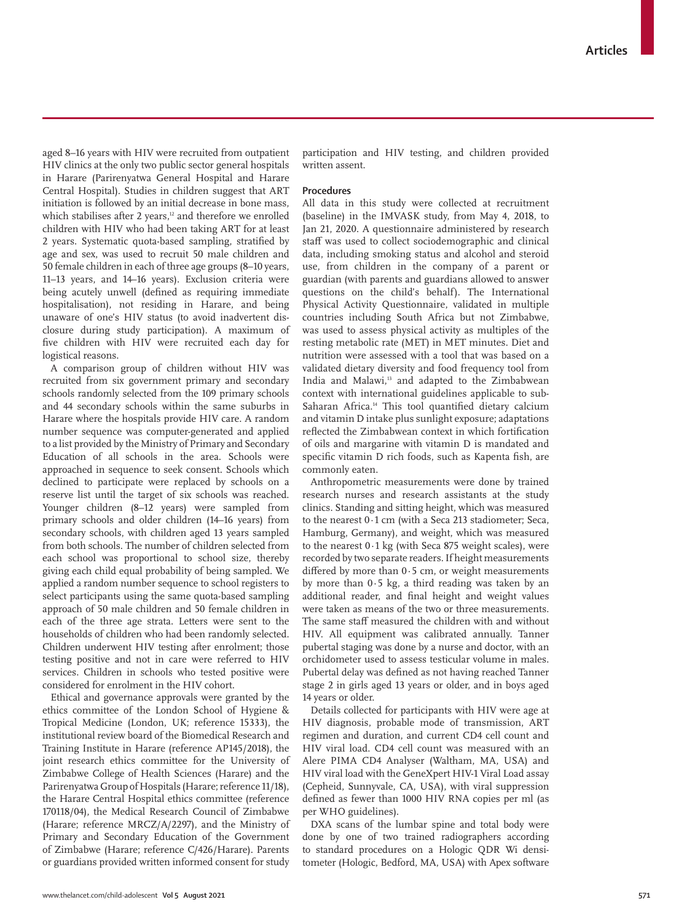aged 8–16 years with HIV were recruited from outpatient HIV clinics at the only two public sector general hospitals in Harare (Parirenyatwa General Hospital and Harare Central Hospital). Studies in children suggest that ART initiation is followed by an initial decrease in bone mass, which stabilises after 2 years,[12] and therefore we enrolled children with HIV who had been taking ART for at least 2 years. Systematic quota-based sampling, stratified by age and sex, was used to recruit 50 male children and 50 female children in each of three age groups (8–10 years, 11–13 years, and 14–16 years). Exclusion criteria were being acutely unwell (defined as requiring immediate hospitalisation), not residing in Harare, and being unaware of one's HIV status (to avoid inadvertent disclosure during study participation). A maximum of five children with HIV were recruited each day for logistical reasons.

A comparison group of children without HIV was recruited from six government primary and secondary schools randomly selected from the 109 primary schools and 44 secondary schools within the same suburbs in Harare where the hospitals provide HIV care. A random number sequence was computer-generated and applied to a list provided by the Ministry of Primary and Secondary Education of all schools in the area. Schools were approached in sequence to seek consent. Schools which declined to participate were replaced by schools on a reserve list until the target of six schools was reached. Younger children (8–12 years) were sampled from primary schools and older children (14–16 years) from secondary schools, with children aged 13 years sampled from both schools. The number of children selected from each school was proportional to school size, thereby giving each child equal probability of being sampled. We applied a random number sequence to school registers to select participants using the same quota-based sampling approach of 50 male children and 50 female children in each of the three age strata. Letters were sent to the households of children who had been randomly selected. Children underwent HIV testing after enrolment; those testing positive and not in care were referred to HIV services. Children in schools who tested positive were considered for enrolment in the HIV cohort.

Ethical and governance approvals were granted by the ethics committee of the London School of Hygiene & Tropical Medicine (London, UK; reference 15333), the institutional review board of the Biomedical Research and Training Institute in Harare (reference AP145/2018), the joint research ethics committee for the University of Zimbabwe College of Health Sciences (Harare) and the Parirenyatwa Group of Hospitals (Harare; reference 11/18), the Harare Central Hospital ethics committee (reference 170118/04), the Medical Research Council of Zimbabwe (Harare; reference MRCZ/A/2297), and the Ministry of Primary and Secondary Education of the Government of Zimbabwe (Harare; reference C/426/Harare). Parents or guardians provided written informed consent for study participation and HIV testing, and children provided written assent.

## Procedures

All data in this study were collected at recruitment (baseline) in the IMVASK study, from May 4, 2018, to Jan 21, 2020. A questionnaire administered by research staff was used to collect sociodemographic and clinical data, including smoking status and alcohol and steroid use, from children in the company of a parent or guardian (with parents and guardians allowed to answer questions on the child's behalf). The International Physical Activity Questionnaire, validated in multiple countries including South Africa but not Zimbabwe, was used to assess physical activity as multiples of the resting metabolic rate (MET) in MET minutes. Diet and nutrition were assessed with a tool that was based on a validated dietary diversity and food frequency tool from India and Malawi,[13] and adapted to the Zimbabwean context with international guidelines applicable to sub-Saharan Africa.[14] This tool quantified dietary calcium and vitamin D intake plus sunlight exposure; adaptations reflected the Zimbabwean context in which fortification of oils and margarine with vitamin D is mandated and specific vitamin D rich foods, such as Kapenta fish, are commonly eaten.

Anthropometric measurements were done by trained research nurses and research assistants at the study clinics. Standing and sitting height, which was measured to the nearest 0·1 cm (with a Seca 213 stadiometer; Seca, Hamburg, Germany), and weight, which was measured to the nearest 0·1 kg (with Seca 875 weight scales), were recorded by two separate readers. If height measurements differed by more than 0·5 cm, or weight measurements by more than 0·5 kg, a third reading was taken by an additional reader, and final height and weight values were taken as means of the two or three measurements. The same staff measured the children with and without HIV. All equipment was calibrated annually. Tanner pubertal staging was done by a nurse and doctor, with an orchidometer used to assess testicular volume in males. Pubertal delay was defined as not having reached Tanner stage 2 in girls aged 13 years or older, and in boys aged 14 years or older.

Details collected for participants with HIV were age at HIV diagnosis, probable mode of transmission, ART regimen and duration, and current CD4 cell count and HIV viral load. CD4 cell count was measured with an Alere PIMA CD4 Analyser (Waltham, MA, USA) and HIV viral load with the GeneXpert HIV-1 Viral Load assay (Cepheid, Sunnyvale, CA, USA), with viral suppression defined as fewer than 1000 HIV RNA copies per ml (as per WHO guidelines).

DXA scans of the lumbar spine and total body were done by one of two trained radiographers according to standard procedures on a Hologic QDR Wi densitometer (Hologic, Bedford, MA, USA) with Apex software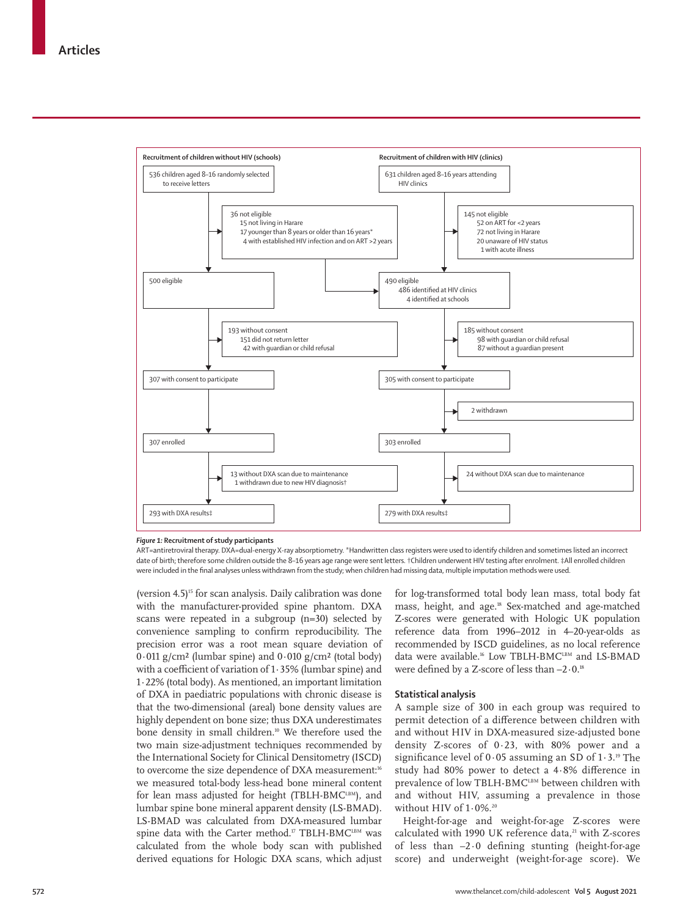**Recruitment of children without HIV (schools)**

536 children aged 8–16 years randomly selected to receive letters

36 not eligible
- 15 not living in Harare
- 17 younger than 8 years or older than 16 years*
- 4 with established HIV infection and on ART >2 years

500 eligible

193 without consent
- 151 did not return letter
- 42 with guardian or child refusal

307 with consent to participate

307 enrolled

13 without DXA scan due to maintenance
1 withdrawn due to new HIV diagnosis†

293 with DXA results‡

**Recruitment of children with HIV (clinics)**

631 children aged 8–16 years attending HIV clinics

145 not eligible
- 52 on ART for <2 years
- 72 not living in Harare
- 20 unaware of HIV status
- 1 with acute illness

490 eligible
- 486 identified at HIV clinics
- 4 identified at schools

185 without consent
- 98 with guardian or child refusal
- 87 without a guardian present

305 with consent to participate

2 withdrawn

303 enrolled

24 without DXA scan due to maintenance

279 with DXA results‡

*Figure 1:* **Recruitment of study participants**

ART=antiretroviral therapy. DXA=dual-energy X-ray absorptiometry. *Handwritten class registers were used to identify children and sometimes listed an incorrect date of birth; therefore some children outside the 8–16 years age range were sent letters. †Children underwent HIV testing after enrolment. ‡All enrolled children were included in the final analyses unless withdrawn from the study; when children had missing data, multiple imputation methods were used.

(version 4.5)[15] for scan analysis. Daily calibration was done with the manufacturer-provided spine phantom. DXA scans were repeated in a subgroup (n=30) selected by convenience sampling to confirm reproducibility. The precision error was a root mean square deviation of 0·011 g/cm² (lumbar spine) and 0·010 g/cm² (total body) with a coefficient of variation of 1·35% (lumbar spine) and 1·22% (total body). As mentioned, an important limitation of DXA in paediatric populations with chronic disease is that the two-dimensional (areal) bone density values are highly dependent on bone size; thus DXA underestimates bone density in small children.[10] We therefore used the two main size-adjustment techniques recommended by the International Society for Clinical Densitometry (ISCD) to overcome the size dependence of DXA measurement:[16] we measured total-body less-head bone mineral content for lean mass adjusted for height (TBLH-BMC$^{LBM}$), and lumbar spine bone mineral apparent density (LS-BMAD). LS-BMAD was calculated from DXA-measured lumbar spine data with the Carter method.[17] TBLH-BMC$^{LBM}$ was calculated from the whole body scan with published derived equations for Hologic DXA scans, which adjust for log-transformed total body lean mass, total body fat mass, height, and age.[18] Sex-matched and age-matched Z-scores were generated with Hologic UK population reference data from 1996–2012 in 4–20-year-olds as recommended by ISCD guidelines, as no local reference data were available.[16] Low TBLH-BMC$^{LBM}$ and LS-BMAD were defined by a Z-score of less than –2·0.[18]

## Statistical analysis

A sample size of 300 in each group was required to permit detection of a difference between children with and without HIV in DXA-measured size-adjusted bone density Z-scores of 0·23, with 80% power and a significance level of 0·05 assuming an SD of 1·3.[19] The study had 80% power to detect a 4·8% difference in prevalence of low TBLH-BMC$^{LBM}$ between children with and without HIV, assuming a prevalence in those without HIV of 1·0%.[20]

Height-for-age and weight-for-age Z-scores were calculated with 1990 UK reference data,[21] with Z-scores of less than –2·0 defining stunting (height-for-age score) and underweight (weight-for-age score). We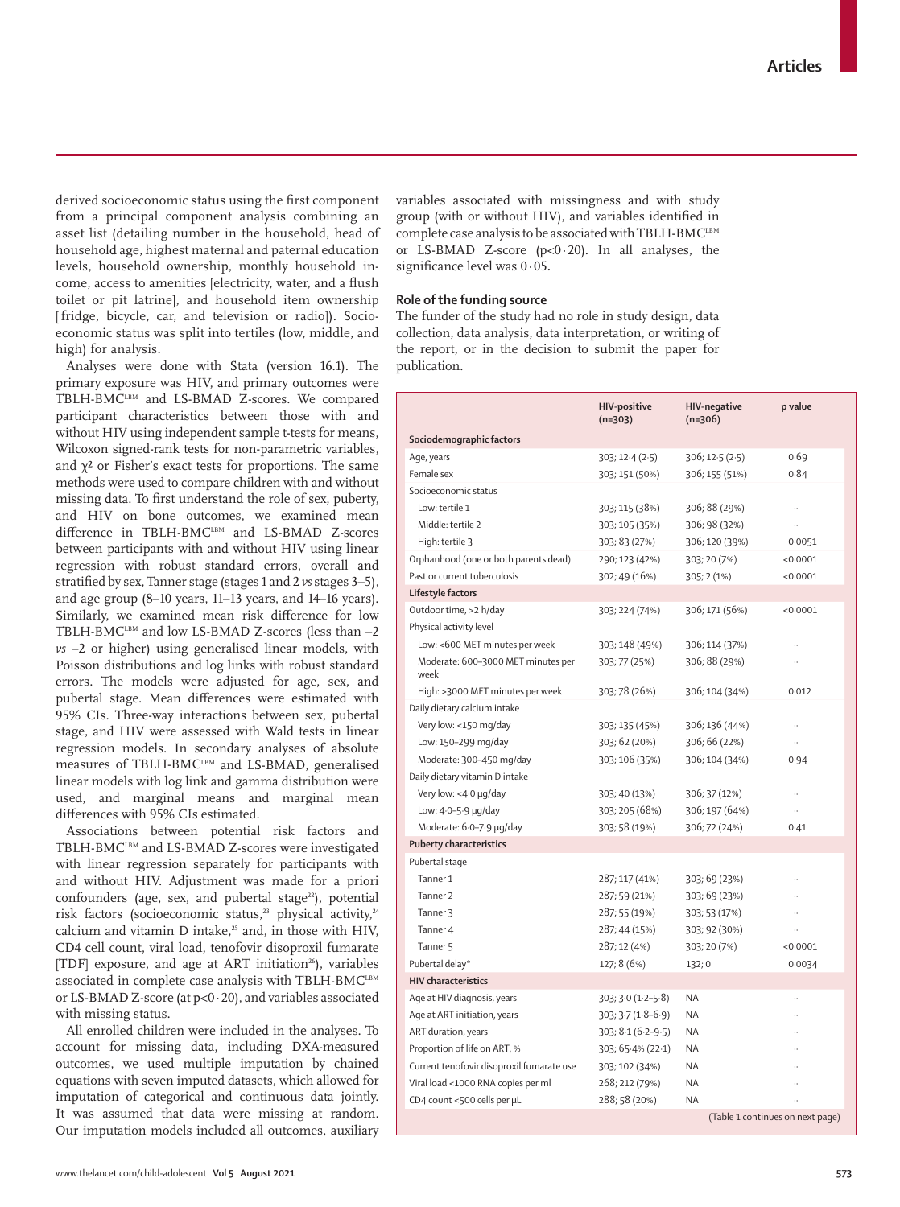derived socioeconomic status using the first component from a principal component analysis combining an asset list (detailing number in the household, head of household age, highest maternal and paternal education levels, household ownership, monthly household income, access to amenities [electricity, water, and a flush toilet or pit latrine], and household item ownership [fridge, bicycle, car, and television or radio]). Socioeconomic status was split into tertiles (low, middle, and high) for analysis.

Analyses were done with Stata (version 16.1). The primary exposure was HIV, and primary outcomes were TBLH-BMC$^{LBM}$ and LS-BMAD Z-scores. We compared participant characteristics between those with and without HIV using independent sample t-tests for means, Wilcoxon signed-rank tests for non-parametric variables, and $\chi^2$ or Fisher's exact tests for proportions. The same methods were used to compare children with and without missing data. To first understand the role of sex, puberty, and HIV on bone outcomes, we examined mean difference in TBLH-BMC$^{LBM}$ and LS-BMAD Z-scores between participants with and without HIV using linear regression with robust standard errors, overall and stratified by sex, Tanner stage (stages 1 and 2 *vs* stages 3–5), and age group (8–10 years, 11–13 years, and 14–16 years). Similarly, we examined mean risk difference for low TBLH-BMC$^{LBM}$ and low LS-BMAD Z-scores (less than –2 *vs* –2 or higher) using generalised linear models, with Poisson distributions and log links with robust standard errors. The models were adjusted for age, sex, and pubertal stage. Mean differences were estimated with 95% CIs. Three-way interactions between sex, pubertal stage, and HIV were assessed with Wald tests in linear regression models. In secondary analyses of absolute measures of TBLH-BMC$^{LBM}$ and LS-BMAD, generalised linear models with log link and gamma distribution were used, and marginal means and marginal mean differences with 95% CIs estimated.

Associations between potential risk factors and TBLH-BMC$^{LBM}$ and LS-BMAD Z-scores were investigated with linear regression separately for participants with and without HIV. Adjustment was made for a priori confounders (age, sex, and pubertal stage[22]), potential risk factors (socioeconomic status,[23] physical activity,[24] calcium and vitamin D intake,[25] and, in those with HIV, CD4 cell count, viral load, tenofovir disoproxil fumarate [TDF] exposure, and age at ART initiation[26]), variables associated in complete case analysis with TBLH-BMC$^{LBM}$ or LS-BMAD Z-score (at p<0·20), and variables associated with missing status.

All enrolled children were included in the analyses. To account for missing data, including DXA-measured outcomes, we used multiple imputation by chained equations with seven imputed datasets, which allowed for imputation of categorical and continuous data jointly. It was assumed that data were missing at random. Our imputation models included all outcomes, auxiliary variables associated with missingness and with study group (with or without HIV), and variables identified in complete case analysis to be associated with TBLH-BMC$^{LBM}$ or LS-BMAD Z-score (p<0·20). In all analyses, the significance level was 0·05.

## Role of the funding source

The funder of the study had no role in study design, data collection, data analysis, data interpretation, or writing of the report, or in the decision to submit the paper for publication.

| | HIV-positive (n=303) | HIV-negative (n=306) | p value |
|---|---|---|---|
| **Sociodemographic factors** | | | |
| Age, years | 303; 12·4 (2·5) | 306; 12·5 (2·5) | 0·69 |
| Female sex | 303; 151 (50%) | 306; 155 (51%) | 0·84 |
| Socioeconomic status | | | |
| Low: tertile 1 | 303; 115 (38%) | 306; 88 (29%) | .. |
| Middle: tertile 2 | 303; 105 (35%) | 306; 98 (32%) | .. |
| High: tertile 3 | 303; 83 (27%) | 306; 120 (39%) | 0·0051 |
| Orphanhood (one or both parents dead) | 290; 123 (42%) | 303; 20 (7%) | <0·0001 |
| Past or current tuberculosis | 302; 49 (16%) | 305; 2 (1%) | <0·0001 |
| **Lifestyle factors** | | | |
| Outdoor time, >2 h/day | 303; 224 (74%) | 306; 171 (56%) | <0·0001 |
| Physical activity level | | | |
| Low: <600 MET minutes per week | 303; 148 (49%) | 306; 114 (37%) | .. |
| Moderate: 600–3000 MET minutes per week | 303; 77 (25%) | 306; 88 (29%) | .. |
| High: >3000 MET minutes per week | 303; 78 (26%) | 306; 104 (34%) | 0·012 |
| Daily dietary calcium intake | | | |
| Very low: <150 mg/day | 303; 135 (45%) | 306; 136 (44%) | .. |
| Low: 150–299 mg/day | 303; 62 (20%) | 306; 66 (22%) | .. |
| Moderate: 300–450 mg/day | 303; 106 (35%) | 306; 104 (34%) | 0·94 |
| Daily dietary vitamin D intake | | | |
| Very low: <4·0 µg/day | 303; 40 (13%) | 306; 37 (12%) | .. |
| Low: 4·0–5·9 µg/day | 303; 205 (68%) | 306; 197 (64%) | .. |
| Moderate: 6·0–7·9 µg/day | 303; 58 (19%) | 306; 72 (24%) | 0·41 |
| **Puberty characteristics** | | | |
| Pubertal stage | | | |
| Tanner 1 | 287; 117 (41%) | 303; 69 (23%) | .. |
| Tanner 2 | 287; 59 (21%) | 303; 69 (23%) | .. |
| Tanner 3 | 287; 55 (19%) | 303; 53 (17%) | .. |
| Tanner 4 | 287; 44 (15%) | 303; 92 (30%) | .. |
| Tanner 5 | 287; 12 (4%) | 303; 20 (7%) | <0·0001 |
| Pubertal delay* | 127; 8 (6%) | 132; 0 | 0·0034 |
| **HIV characteristics** | | | |
| Age at HIV diagnosis, years | 303; 3·0 (1·2–5·8) | NA | .. |
| Age at ART initiation, years | 303; 3·7 (1·8–6·9) | NA | .. |
| ART duration, years | 303; 8·1 (6·2–9·5) | NA | .. |
| Proportion of life on ART, % | 303; 65·4% (22·1) | NA | .. |
| Current tenofovir disoproxil fumarate use | 303; 102 (34%) | NA | .. |
| Viral load <1000 RNA copies per ml | 268; 212 (79%) | NA | .. |
| CD4 count <500 cells per µL | 288; 58 (20%) | NA | .. |

(Table 1 continues on next page)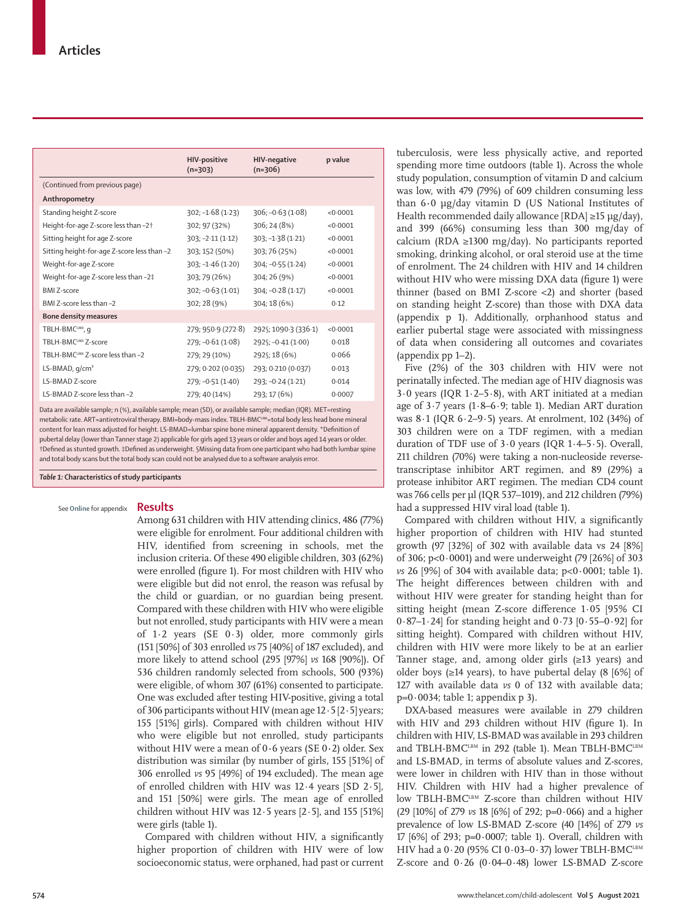| | HIV-positive (n=303) | HIV-negative (n=306) | p value |
|---|---|---|---|
| (Continued from previous page) | | | |
| **Anthropometry** | | | |
| Standing height Z-score | 302; −1·68 (1·23) | 306; −0·63 (1·08) | <0·0001 |
| Height-for-age Z-score less than −2† | 302; 97 (32%) | 306; 24 (8%) | <0·0001 |
| Sitting height for age Z-score | 303; −2·11 (1·12) | 303; −1·38 (1·21) | <0·0001 |
| Sitting height-for-age Z-score less than −2 | 303; 152 (50%) | 303; 76 (25%) | <0·0001 |
| Weight-for-age Z-score | 303; −1·46 (1·20) | 304; −0·55 (1·24) | <0·0001 |
| Weight-for-age Z-score less than −2‡ | 303; 79 (26%) | 304; 26 (9%) | <0·0001 |
| BMI Z-score | 302; −0·63 (1·01) | 304; −0·28 (1·17) | <0·0001 |
| BMI Z-score less than −2 | 302; 28 (9%) | 304; 18 (6%) | 0·12 |
| **Bone density measures** | | | |
| TBLH-BMC$^{LBM}$, g | 279; 950·9 (272·8) | 292§; 1090·3 (336·1) | <0·0001 |
| TBLH-BMC$^{LBM}$ Z-score | 279; −0·61 (1·08) | 292§; −0·41 (1·00) | 0·018 |
| TBLH-BMC$^{LBM}$ Z-score less than −2 | 279; 29 (10%) | 292§; 18 (6%) | 0·066 |
| LS-BMAD, g/cm³ | 279; 0·202 (0·035) | 293; 0·210 (0·037) | 0·013 |
| LS-BMAD Z-score | 279; −0·51 (1·40) | 293; −0·24 (1·21) | 0·014 |
| LS-BMAD Z-score less than −2 | 279; 40 (14%) | 293; 17 (6%) | 0·0007 |

Data are available sample; n (%), available sample; mean (SD), or available sample; median (IQR). MET=resting metabolic rate. ART=antiretroviral therapy. BMI=body-mass index. TBLH-BMC$^{LBM}$=total body less head bone mineral content for lean mass adjusted for height. LS-BMAD=lumbar spine bone mineral apparent density. *Definition of pubertal delay (lower than Tanner stage 2) applicable for girls aged 13 years or older and boys aged 14 years or older. †Defined as stunted growth. ‡Defined as underweight. §Missing data from one participant who had both lumbar spine and total body scans but the total body scan could not be analysed due to a software analysis error.

*Table 1:* **Characteristics of study participants**

See Online for appendix

## Results

Among 631 children with HIV attending clinics, 486 (77%) were eligible for enrolment. Four additional children with HIV, identified from screening in schools, met the inclusion criteria. Of these 490 eligible children, 303 (62%) were enrolled (figure 1). For most children with HIV who were eligible but did not enrol, the reason was refusal by the child or guardian, or no guardian being present. Compared with these children with HIV who were eligible but not enrolled, study participants with HIV were a mean of 1·2 years (SE 0·3) older, more commonly girls (151 [50%] of 303 enrolled *vs* 75 [40%] of 187 excluded), and more likely to attend school (295 [97%] *vs* 168 [90%]). Of 536 children randomly selected from schools, 500 (93%) were eligible, of whom 307 (61%) consented to participate. One was excluded after testing HIV-positive, giving a total of 306 participants without HIV (mean age 12·5 [2·5] years; 155 [51%] girls). Compared with children without HIV who were eligible but not enrolled, study participants without HIV were a mean of 0·6 years (SE 0·2) older. Sex distribution was similar (by number of girls, 155 [51%] of 306 enrolled *vs* 95 [49%] of 194 excluded). The mean age of enrolled children with HIV was 12·4 years [SD 2·5], and 151 [50%] were girls. The mean age of enrolled children without HIV was 12·5 years [2·5], and 155 [51%] were girls (table 1).

Compared with children without HIV, a significantly higher proportion of children with HIV were of low socioeconomic status, were orphaned, had past or current tuberculosis, were less physically active, and reported spending more time outdoors (table 1). Across the whole study population, consumption of vitamin D and calcium was low, with 479 (79%) of 609 children consuming less than 6·0 µg/day vitamin D (US National Institutes of Health recommended daily allowance [RDA] ≥15 µg/day), and 399 (66%) consuming less than 300 mg/day of calcium (RDA ≥1300 mg/day). No participants reported smoking, drinking alcohol, or oral steroid use at the time of enrolment. The 24 children with HIV and 14 children without HIV who were missing DXA data (figure 1) were thinner (based on BMI Z-score <2) and shorter (based on standing height Z-score) than those with DXA data (appendix p 1). Additionally, orphanhood status and earlier pubertal stage were associated with missingness of data when considering all outcomes and covariates (appendix pp 1–2).

Five (2%) of the 303 children with HIV were not perinatally infected. The median age of HIV diagnosis was 3·0 years (IQR 1·2–5·8), with ART initiated at a median age of 3·7 years (1·8–6·9; table 1). Median ART duration was 8·1 (IQR 6·2–9·5) years. At enrolment, 102 (34%) of 303 children were on a TDF regimen, with a median duration of TDF use of 3·0 years (IQR 1·4–5·5). Overall, 211 children (70%) were taking a non-nucleoside reverse-transcriptase inhibitor ART regimen, and 89 (29%) a protease inhibitor ART regimen. The median CD4 count was 766 cells per µl (IQR 537–1019), and 212 children (79%) had a suppressed HIV viral load (table 1).

Compared with children without HIV, a significantly higher proportion of children with HIV had stunted growth (97 [32%] of 302 with available data *vs* 24 [8%] of 306; p<0·0001) and were underweight (79 [26%] of 303 *vs* 26 [9%] of 304 with available data; p<0·0001; table 1). The height differences between children with and without HIV were greater for standing height than for sitting height (mean Z-score difference 1·05 [95% CI 0·87–1·24] for standing height and 0·73 [0·55–0·92] for sitting height). Compared with children without HIV, children with HIV were more likely to be at an earlier Tanner stage, and, among older girls (≥13 years) and older boys (≥14 years), to have pubertal delay (8 [6%] of 127 with available data *vs* 0 of 132 with available data; p=0·0034; table 1; appendix p 3).

DXA-based measures were available in 279 children with HIV and 293 children without HIV (figure 1). In children with HIV, LS-BMAD was available in 293 children and TBLH-BMC$^{LBM}$ in 292 (table 1). Mean TBLH-BMC$^{LBM}$ and LS-BMAD, in terms of absolute values and Z-scores, were lower in children with HIV than in those without HIV. Children with HIV had a higher prevalence of low TBLH-BMC$^{LBM}$ Z-score than children without HIV (29 [10%] of 279 *vs* 18 [6%] of 292; p=0·066) and a higher prevalence of low LS-BMAD Z-score (40 [14%] of 279 *vs* 17 [6%] of 293; p=0·0007; table 1). Overall, children with HIV had a 0·20 (95% CI 0·03–0·37) lower TBLH-BMC$^{LBM}$ Z-score and 0·26 (0·04–0·48) lower LS-BMAD Z-score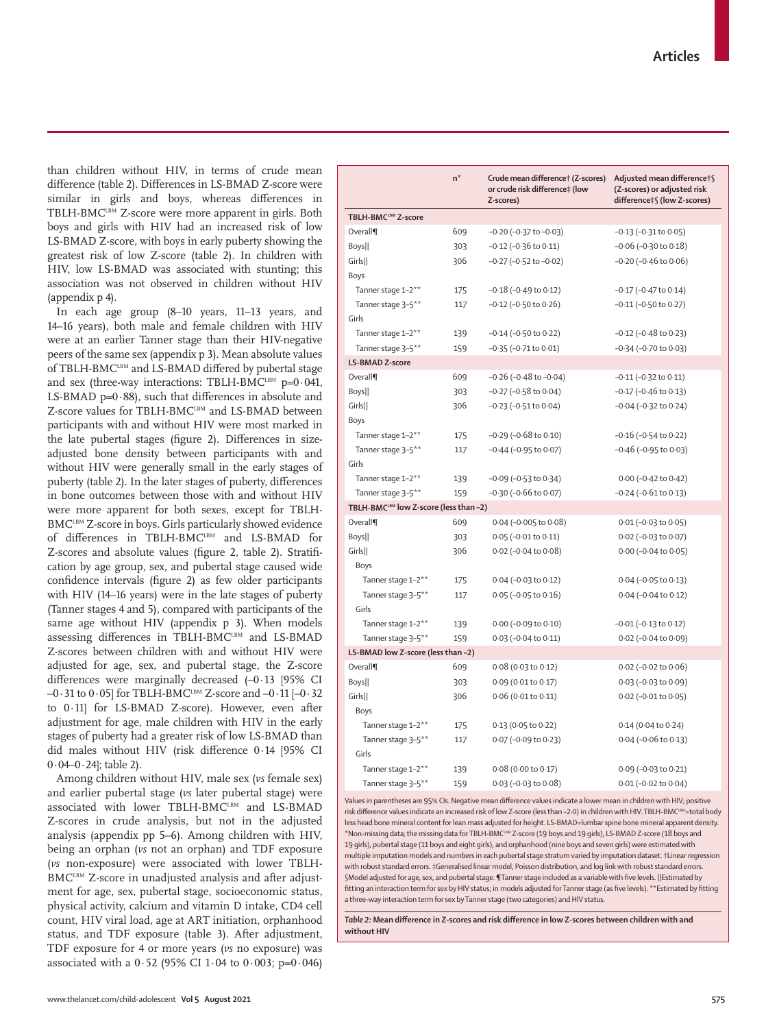than children without HIV, in terms of crude mean difference (table 2). Differences in LS-BMAD Z-score were similar in girls and boys, whereas differences in TBLH-BMC$^{LBM}$ Z-score were more apparent in girls. Both boys and girls with HIV had an increased risk of low LS-BMAD Z-score, with boys in early puberty showing the greatest risk of low Z-score (table 2). In children with HIV, low LS-BMAD was associated with stunting; this association was not observed in children without HIV (appendix p 4).

In each age group (8–10 years, 11–13 years, and 14–16 years), both male and female children with HIV were at an earlier Tanner stage than their HIV-negative peers of the same sex (appendix p 3). Mean absolute values of TBLH-BMC$^{LBM}$ and LS-BMAD differed by pubertal stage and sex (three-way interactions: TBLH-BMC$^{LBM}$ p=0·041, LS-BMAD p=0·88), such that differences in absolute and Z-score values for TBLH-BMC$^{LBM}$ and LS-BMAD between participants with and without HIV were most marked in the late pubertal stages (figure 2). Differences in size-adjusted bone density between participants with and without HIV were generally small in the early stages of puberty (table 2). In the later stages of puberty, differences in bone outcomes between those with and without HIV were more apparent for both sexes, except for TBLH-BMC$^{LBM}$ Z-score in boys. Girls particularly showed evidence of differences in TBLH-BMC$^{LBM}$ and LS-BMAD for Z-scores and absolute values (figure 2, table 2). Stratification by age group, sex, and pubertal stage caused wide confidence intervals (figure 2) as few older participants with HIV (14–16 years) were in the late stages of puberty (Tanner stages 4 and 5), compared with participants of the same age without HIV (appendix p 3). When models assessing differences in TBLH-BMC$^{LBM}$ and LS-BMAD Z-scores between children with and without HIV were adjusted for age, sex, and pubertal stage, the Z-score differences were marginally decreased (–0·13 [95% CI –0·31 to 0·05] for TBLH-BMC$^{LBM}$ Z-score and –0·11 [–0·32 to 0·11] for LS-BMAD Z-score). However, even after adjustment for age, male children with HIV in the early stages of puberty had a greater risk of low LS-BMAD than did males without HIV (risk difference 0·14 [95% CI 0·04–0·24]; table 2).

Among children without HIV, male sex (*vs* female sex) and earlier pubertal stage (*vs* later pubertal stage) were associated with lower TBLH-BMC$^{LBM}$ and LS-BMAD Z-scores in crude analysis, but not in the adjusted analysis (appendix pp 5–6). Among children with HIV, being an orphan (*vs* not an orphan) and TDF exposure (*vs* non-exposure) were associated with lower TBLH-BMC$^{LBM}$ Z-score in unadjusted analysis and after adjustment for age, sex, pubertal stage, socioeconomic status, physical activity, calcium and vitamin D intake, CD4 cell count, HIV viral load, age at ART initiation, orphanhood status, and TDF exposure (table 3). After adjustment, TDF exposure for 4 or more years (*vs* no exposure) was associated with a 0·52 (95% CI 1·04 to 0·003; p=0·046)

| | n* | Crude mean difference† (Z-scores) or crude risk difference‡ (low Z-scores) | Adjusted mean difference†§ (Z-scores) or adjusted risk difference‡§ (low Z-scores) |
|---|---|---|---|
| **TBLH-BMC$^{LBM}$ Z-score** | | | |
| Overall¶ | 609 | –0·20 (–0·37 to –0·03) | –0·13 (–0·31 to 0·05) |
| Boys‖ | 303 | –0·12 (–0·36 to 0·11) | –0·06 (–0·30 to 0·18) |
| Girls‖ | 306 | –0·27 (–0·52 to –0·02) | –0·20 (–0·46 to 0·06) |
| Boys | | | |
| Tanner stage 1–2** | 175 | –0·18 (–0·49 to 0·12) | –0·17 (–0·47 to 0·14) |
| Tanner stage 3–5** | 117 | –0·12 (–0·50 to 0·26) | –0·11 (–0·50 to 0·27) |
| Girls | | | |
| Tanner stage 1–2** | 139 | –0·14 (–0·50 to 0·22) | –0·12 (–0·48 to 0·23) |
| Tanner stage 3–5** | 159 | –0·35 (–0·71 to 0·01) | –0·34 (–0·70 to 0·03) |
| **LS-BMAD Z-score** | | | |
| Overall¶ | 609 | –0·26 (–0·48 to –0·04) | –0·11 (–0·32 to 0·11) |
| Boys‖ | 303 | –0·27 (–0·58 to 0·04) | –0·17 (–0·46 to 0·13) |
| Girls‖ | 306 | –0·23 (–0·51 to 0·04) | –0·04 (–0·32 to 0·24) |
| Boys | | | |
| Tanner stage 1–2** | 175 | –0·29 (–0·68 to 0·10) | –0·16 (–0·54 to 0·22) |
| Tanner stage 3–5** | 117 | –0·44 (–0·95 to 0·07) | –0·46 (–0·95 to 0·03) |
| Girls | | | |
| Tanner stage 1–2** | 139 | –0·09 (–0·53 to 0·34) | 0·00 (–0·42 to 0·42) |
| Tanner stage 3–5** | 159 | –0·30 (–0·66 to 0·07) | –0·24 (–0·61 to 0·13) |
| **TBLH-BMC$^{LBM}$ low Z-score (less than –2)** | | | |
| Overall¶ | 609 | 0·04 (–0·005 to 0·08) | 0·01 (–0·03 to 0·05) |
| Boys‖ | 303 | 0·05 (–0·01 to 0·11) | 0·02 (–0·03 to 0·07) |
| Girls‖ | 306 | 0·02 (–0·04 to 0·08) | 0·00 (–0·04 to 0·05) |
| Boys | | | |
| Tanner stage 1–2** | 175 | 0·04 (–0·03 to 0·12) | 0·04 (–0·05 to 0·13) |
| Tanner stage 3–5** | 117 | 0·05 (–0·05 to 0·16) | 0·04 (–0·04 to 0·12) |
| Girls | | | |
| Tanner stage 1–2** | 139 | 0·00 (–0·09 to 0·10) | –0·01 (–0·13 to 0·12) |
| Tanner stage 3–5** | 159 | 0·03 (–0·04 to 0·11) | 0·02 (–0·04 to 0·09) |
| **LS-BMAD low Z-score (less than –2)** | | | |
| Overall¶ | 609 | 0·08 (0·03 to 0·12) | 0·02 (–0·02 to 0·06) |
| Boys‖ | 303 | 0·09 (0·01 to 0·17) | 0·03 (–0·03 to 0·09) |
| Girls‖ | 306 | 0·06 (0·01 to 0·11) | 0·02 (–0·01 to 0·05) |
| Boys | | | |
| Tanner stage 1–2** | 175 | 0·13 (0·05 to 0·22) | 0·14 (0·04 to 0·24) |
| Tanner stage 3–5** | 117 | 0·07 (–0·09 to 0·23) | 0·04 (–0·06 to 0·13) |
| Girls | | | |
| Tanner stage 1–2** | 139 | 0·08 (0·00 to 0·17) | 0·09 (–0·03 to 0·21) |
| Tanner stage 3–5** | 159 | 0·03 (–0·03 to 0·08) | 0·01 (–0·02 to 0·04) |

Values in parentheses are 95% CIs. Negative mean difference values indicate a lower mean in children with HIV; positive risk difference values indicate an increased risk of low Z-score (less than –2·0) in children with HIV. TBLH-BMC$^{LBM}$=total body less head bone mineral content for lean mass adjusted for height. LS-BMAD=lumbar spine bone mineral apparent density. *Non-missing data; the missing data for TBLH-BMC$^{LBM}$ Z-score (19 boys and 19 girls), LS-BMAD Z-score (18 boys and 19 girls), pubertal stage (11 boys and eight girls), and orphanhood (nine boys and seven girls) were estimated with multiple imputation models and numbers in each pubertal stage stratum varied by imputation dataset. †Linear regression with robust standard errors. ‡Generalised linear model, Poisson distribution, and log link with robust standard errors. §Model adjusted for age, sex, and pubertal stage. ¶Tanner stage included as a variable with five levels. ‖Estimated by fitting an interaction term for sex by HIV status; in models adjusted for Tanner stage (as five levels). **Estimated by fitting a three-way interaction term for sex by Tanner stage (two categories) and HIV status.

**Table 2: Mean difference in Z-scores and risk difference in low Z-scores between children with and without HIV**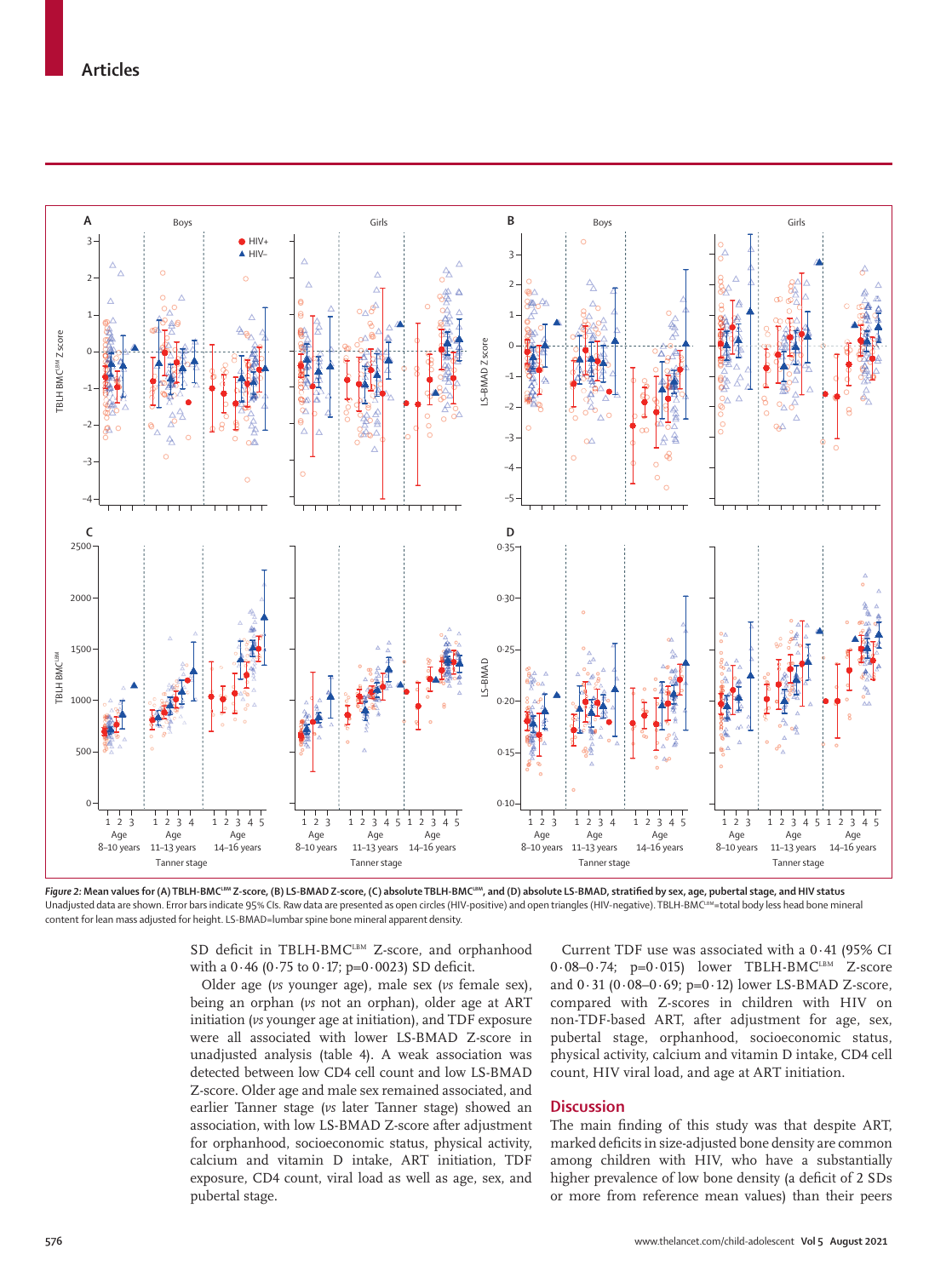*Figure 2:* **Mean values for (A) TBLH-BMC$^{LBM}$ Z-score, (B) LS-BMAD Z-score, (C) absolute TBLH-BMC$^{LBM}$, and (D) absolute LS-BMAD, stratified by sex, age, pubertal stage, and HIV status**
Unadjusted data are shown. Error bars indicate 95% CIs. Raw data are presented as open circles (HIV-positive) and open triangles (HIV-negative). TBLH-BMC$^{LBM}$=total body less head bone mineral content for lean mass adjusted for height. LS-BMAD=lumbar spine bone mineral apparent density.

SD deficit in TBLH-BMC$^{LBM}$ Z-score, and orphanhood with a 0·46 (0·75 to 0·17; p=0·0023) SD deficit.

Older age (*vs* younger age), male sex (*vs* female sex), being an orphan (*vs* not an orphan), older age at ART initiation (*vs* younger age at initiation), and TDF exposure were all associated with lower LS-BMAD Z-score in unadjusted analysis (table 4). A weak association was detected between low CD4 cell count and low LS-BMAD Z-score. Older age and male sex remained associated, and earlier Tanner stage (*vs* later Tanner stage) showed an association, with low LS-BMAD Z-score after adjustment for orphanhood, socioeconomic status, physical activity, calcium and vitamin D intake, ART initiation, TDF exposure, CD4 count, viral load as well as age, sex, and pubertal stage.

Current TDF use was associated with a 0·41 (95% CI 0·08–0·74; p=0·015) lower TBLH-BMC$^{LBM}$ Z-score and 0·31 (0·08–0·69; p=0·12) lower LS-BMAD Z-score, compared with Z-scores in children with HIV on non-TDF-based ART, after adjustment for age, sex, pubertal stage, orphanhood, socioeconomic status, physical activity, calcium and vitamin D intake, CD4 cell count, HIV viral load, and age at ART initiation.

## Discussion

The main finding of this study was that despite ART, marked deficits in size-adjusted bone density are common among children with HIV, who have a substantially higher prevalence of low bone density (a deficit of 2 SDs or more from reference mean values) than their peers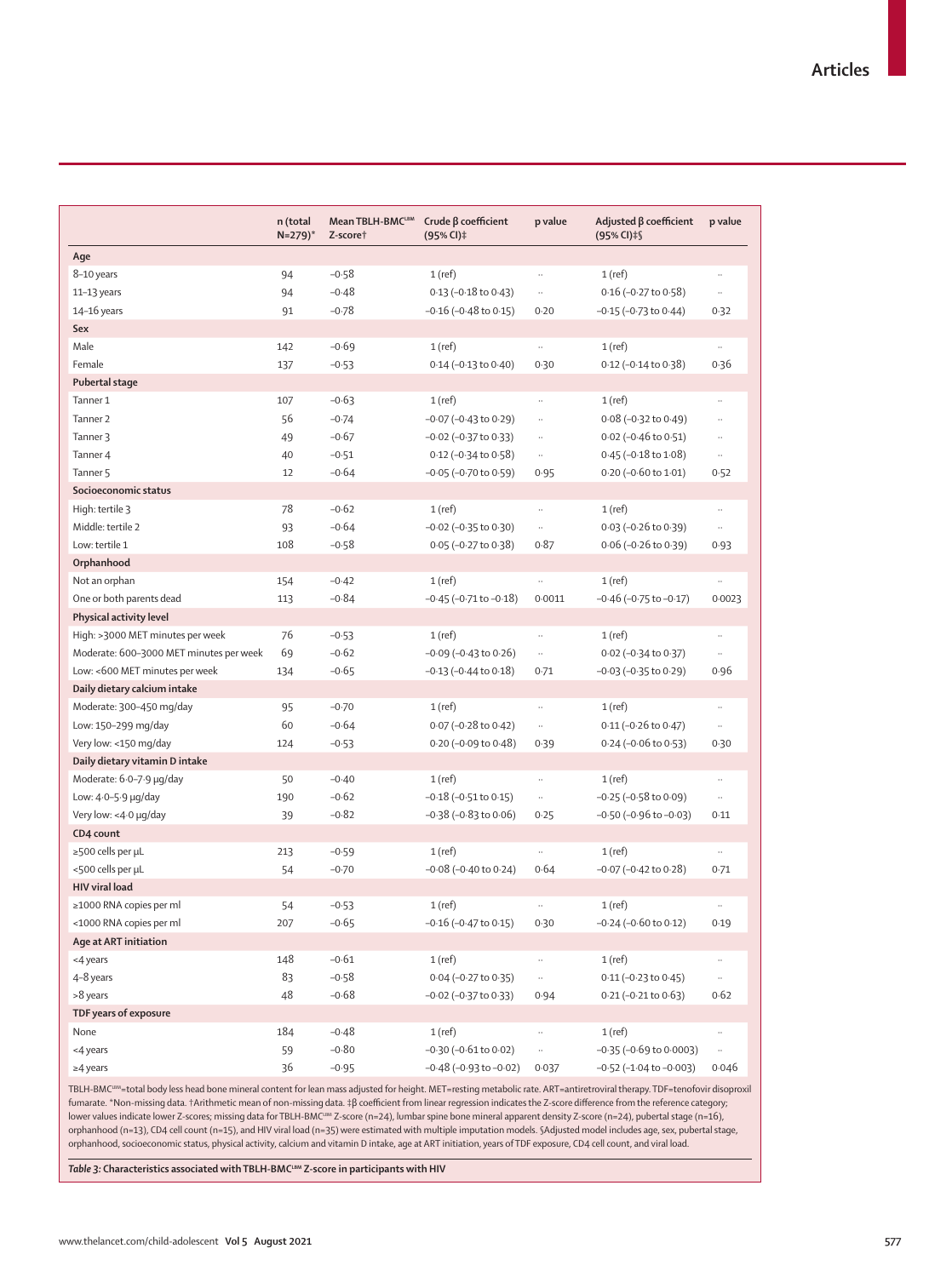| | n (total N=279)* | Mean TBLH-BMC^LBM Z-score† | Crude β coefficient (95% CI)‡ | p value | Adjusted β coefficient (95% CI)‡§ | p value |
|---|---|---|---|---|---|---|
| **Age** | | | | | | |
| 8–10 years | 94 | −0·58 | 1 (ref) | .. | 1 (ref) | .. |
| 11–13 years | 94 | −0·48 | 0·13 (−0·18 to 0·43) | .. | 0·16 (−0·27 to 0·58) | .. |
| 14–16 years | 91 | −0·78 | −0·16 (−0·48 to 0·15) | 0·20 | −0·15 (−0·73 to 0·44) | 0·32 |
| **Sex** | | | | | | |
| Male | 142 | −0·69 | 1 (ref) | .. | 1 (ref) | .. |
| Female | 137 | −0·53 | 0·14 (−0·13 to 0·40) | 0·30 | 0·12 (−0·14 to 0·38) | 0·36 |
| **Pubertal stage** | | | | | | |
| Tanner 1 | 107 | −0·63 | 1 (ref) | .. | 1 (ref) | .. |
| Tanner 2 | 56 | −0·74 | −0·07 (−0·43 to 0·29) | .. | 0·08 (−0·32 to 0·49) | .. |
| Tanner 3 | 49 | −0·67 | −0·02 (−0·37 to 0·33) | .. | 0·02 (−0·46 to 0·51) | .. |
| Tanner 4 | 40 | −0·51 | 0·12 (−0·34 to 0·58) | .. | 0·45 (−0·18 to 1·08) | .. |
| Tanner 5 | 12 | −0·64 | −0·05 (−0·70 to 0·59) | 0·95 | 0·20 (−0·60 to 1·01) | 0·52 |
| **Socioeconomic status** | | | | | | |
| High: tertile 3 | 78 | −0·62 | 1 (ref) | .. | 1 (ref) | .. |
| Middle: tertile 2 | 93 | −0·64 | −0·02 (−0·35 to 0·30) | .. | 0·03 (−0·26 to 0·39) | .. |
| Low: tertile 1 | 108 | −0·58 | 0·05 (−0·27 to 0·38) | 0·87 | 0·06 (−0·26 to 0·39) | 0·93 |
| **Orphanhood** | | | | | | |
| Not an orphan | 154 | −0·42 | 1 (ref) | .. | 1 (ref) | .. |
| One or both parents dead | 113 | −0·84 | −0·45 (−0·71 to −0·18) | 0·0011 | −0·46 (−0·75 to −0·17) | 0·0023 |
| **Physical activity level** | | | | | | |
| High: >3000 MET minutes per week | 76 | −0·53 | 1 (ref) | .. | 1 (ref) | .. |
| Moderate: 600–3000 MET minutes per week | 69 | −0·62 | −0·09 (−0·43 to 0·26) | .. | 0·02 (−0·34 to 0·37) | .. |
| Low: <600 MET minutes per week | 134 | −0·65 | −0·13 (−0·44 to 0·18) | 0·71 | −0·03 (−0·35 to 0·29) | 0·96 |
| **Daily dietary calcium intake** | | | | | | |
| Moderate: 300–450 mg/day | 95 | −0·70 | 1 (ref) | .. | 1 (ref) | .. |
| Low: 150–299 mg/day | 60 | −0·64 | 0·07 (−0·28 to 0·42) | .. | 0·11 (−0·26 to 0·47) | .. |
| Very low: <150 mg/day | 124 | −0·53 | 0·20 (−0·09 to 0·48) | 0·39 | 0·24 (−0·06 to 0·53) | 0·30 |
| **Daily dietary vitamin D intake** | | | | | | |
| Moderate: 6·0–7·9 µg/day | 50 | −0·40 | 1 (ref) | .. | 1 (ref) | .. |
| Low: 4·0–5·9 µg/day | 190 | −0·62 | −0·18 (−0·51 to 0·15) | .. | −0·25 (−0·58 to 0·09) | .. |
| Very low: <4·0 µg/day | 39 | −0·82 | −0·38 (−0·83 to 0·06) | 0·25 | −0·50 (−0·96 to −0·03) | 0·11 |
| **CD4 count** | | | | | | |
| ≥500 cells per µL | 213 | −0·59 | 1 (ref) | .. | 1 (ref) | .. |
| <500 cells per µL | 54 | −0·70 | −0·08 (−0·40 to 0·24) | 0·64 | −0·07 (−0·42 to 0·28) | 0·71 |
| **HIV viral load** | | | | | | |
| ≥1000 RNA copies per ml | 54 | −0·53 | 1 (ref) | .. | 1 (ref) | .. |
| <1000 RNA copies per ml | 207 | −0·65 | −0·16 (−0·47 to 0·15) | 0·30 | −0·24 (−0·60 to 0·12) | 0·19 |
| **Age at ART initiation** | | | | | | |
| <4 years | 148 | −0·61 | 1 (ref) | .. | 1 (ref) | .. |
| 4–8 years | 83 | −0·58 | 0·04 (−0·27 to 0·35) | .. | 0·11 (−0·23 to 0·45) | .. |
| >8 years | 48 | −0·68 | −0·02 (−0·37 to 0·33) | 0·94 | 0·21 (−0·21 to 0·63) | 0·62 |
| **TDF years of exposure** | | | | | | |
| None | 184 | −0·48 | 1 (ref) | .. | 1 (ref) | .. |
| <4 years | 59 | −0·80 | −0·30 (−0·61 to 0·02) | .. | −0·35 (−0·69 to 0·0003) | .. |
| ≥4 years | 36 | −0·95 | −0·48 (−0·93 to −0·02) | 0·037 | −0·52 (−1·04 to −0·003) | 0·046 |

TBLH-BMC^LBM=total body less head bone mineral content for lean mass adjusted for height. MET=resting metabolic rate. ART=antiretroviral therapy. TDF=tenofovir disoproxil fumarate. *Non-missing data. †Arithmetic mean of non-missing data. ‡β coefficient from linear regression indicates the Z-score difference from the reference category; lower values indicate lower Z-scores; missing data for TBLH-BMC^LBM Z-score (n=24), lumbar spine bone mineral apparent density Z-score (n=24), pubertal stage (n=16), orphanhood (n=13), CD4 cell count (n=15), and HIV viral load (n=35) were estimated with multiple imputation models. §Adjusted model includes age, sex, pubertal stage, orphanhood, socioeconomic status, physical activity, calcium and vitamin D intake, age at ART initiation, years of TDF exposure, CD4 cell count, and viral load.

*Table 3:* **Characteristics associated with TBLH-BMC^LBM Z-score in participants with HIV**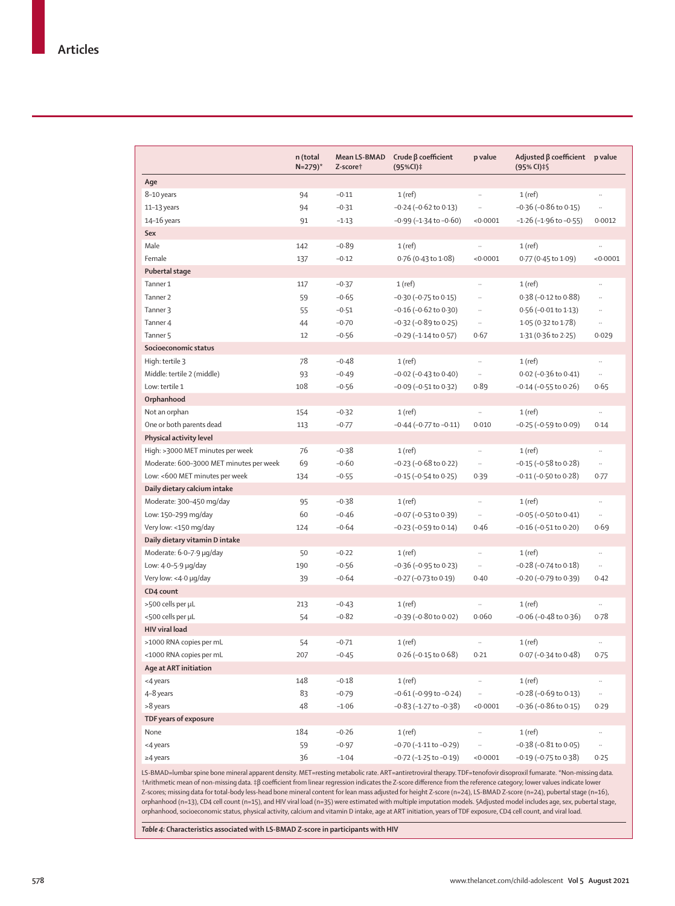| | n (total N=279)* | Mean LS-BMAD Z-score† | Crude β coefficient (95%CI)‡ | p value | Adjusted β coefficient (95% CI)‡§ | p value |
|---|---|---|---|---|---|---|
| **Age** | | | | | | |
| 8–10 years | 94 | −0·11 | 1 (ref) | .. | 1 (ref) | .. |
| 11–13 years | 94 | −0·31 | −0·24 (−0·62 to 0·13) | .. | −0·36 (−0·86 to 0·15) | .. |
| 14–16 years | 91 | −1·13 | −0·99 (−1·34 to −0·60) | <0·0001 | −1·26 (−1·96 to −0·55) | 0·0012 |
| **Sex** | | | | | | |
| Male | 142 | −0·89 | 1 (ref) | .. | 1 (ref) | .. |
| Female | 137 | −0·12 | 0·76 (0·43 to 1·08) | <0·0001 | 0·77 (0·45 to 1·09) | <0·0001 |
| **Pubertal stage** | | | | | | |
| Tanner 1 | 117 | −0·37 | 1 (ref) | .. | 1 (ref) | .. |
| Tanner 2 | 59 | −0·65 | −0·30 (−0·75 to 0·15) | .. | 0·38 (−0·12 to 0·88) | .. |
| Tanner 3 | 55 | −0·51 | −0·16 (−0·62 to 0·30) | .. | 0·56 (−0·01 to 1·13) | .. |
| Tanner 4 | 44 | −0·70 | −0·32 (−0·89 to 0·25) | .. | 1·05 (0·32 to 1·78) | .. |
| Tanner 5 | 12 | −0·56 | −0·29 (−1·14 to 0·57) | 0·67 | 1·31 (0·36 to 2·25) | 0·029 |
| **Socioeconomic status** | | | | | | |
| High: tertile 3 | 78 | −0·48 | 1 (ref) | .. | 1 (ref) | .. |
| Middle: tertile 2 (middle) | 93 | −0·49 | −0·02 (−0·43 to 0·40) | .. | 0·02 (−0·36 to 0·41) | .. |
| Low: tertile 1 | 108 | −0·56 | −0·09 (−0·51 to 0·32) | 0·89 | −0·14 (−0·55 to 0·26) | 0·65 |
| **Orphanhood** | | | | | | |
| Not an orphan | 154 | −0·32 | 1 (ref) | .. | 1 (ref) | .. |
| One or both parents dead | 113 | −0·77 | −0·44 (−0·77 to −0·11) | 0·010 | −0·25 (−0·59 to 0·09) | 0·14 |
| **Physical activity level** | | | | | | |
| High: >3000 MET minutes per week | 76 | −0·38 | 1 (ref) | .. | 1 (ref) | .. |
| Moderate: 600–3000 MET minutes per week | 69 | −0·60 | −0·23 (−0·68 to 0·22) | .. | −0·15 (−0·58 to 0·28) | .. |
| Low: <600 MET minutes per week | 134 | −0·55 | −0·15 (−0·54 to 0·25) | 0·39 | −0·11 (−0·50 to 0·28) | 0·77 |
| **Daily dietary calcium intake** | | | | | | |
| Moderate: 300–450 mg/day | 95 | −0·38 | 1 (ref) | .. | 1 (ref) | .. |
| Low: 150–299 mg/day | 60 | −0·46 | −0·07 (−0·53 to 0·39) | .. | −0·05 (−0·50 to 0·41) | .. |
| Very low: <150 mg/day | 124 | −0·64 | −0·23 (−0·59 to 0·14) | 0·46 | −0·16 (−0·51 to 0·20) | 0·69 |
| **Daily dietary vitamin D intake** | | | | | | |
| Moderate: 6·0–7·9 μg/day | 50 | −0·22 | 1 (ref) | .. | 1 (ref) | .. |
| Low: 4·0–5·9 μg/day | 190 | −0·56 | −0·36 (−0·95 to 0·23) | .. | −0·28 (−0·74 to 0·18) | .. |
| Very low: <4·0 μg/day | 39 | −0·64 | −0·27 (−0·73 to 0·19) | 0·40 | −0·20 (−0·79 to 0·39) | 0·42 |
| **CD4 count** | | | | | | |
| >500 cells per μL | 213 | −0·43 | 1 (ref) | .. | 1 (ref) | .. |
| <500 cells per μL | 54 | −0·82 | −0·39 (−0·80 to 0·02) | 0·060 | −0·06 (−0·48 to 0·36) | 0·78 |
| **HIV viral load** | | | | | | |
| >1000 RNA copies per mL | 54 | −0·71 | 1 (ref) | .. | 1 (ref) | .. |
| <1000 RNA copies per mL | 207 | −0·45 | 0·26 (−0·15 to 0·68) | 0·21 | 0·07 (−0·34 to 0·48) | 0·75 |
| **Age at ART initiation** | | | | | | |
| <4 years | 148 | −0·18 | 1 (ref) | .. | 1 (ref) | .. |
| 4–8 years | 83 | −0·79 | −0·61 (−0·99 to −0·24) | .. | −0·28 (−0·69 to 0·13) | .. |
| >8 years | 48 | −1·06 | −0·83 (−1·27 to −0·38) | <0·0001 | −0·36 (−0·86 to 0·15) | 0·29 |
| **TDF years of exposure** | | | | | | |
| None | 184 | −0·26 | 1 (ref) | .. | 1 (ref) | .. |
| <4 years | 59 | −0·97 | −0·70 (−1·11 to −0·29) | .. | −0·38 (−0·81 to 0·05) | .. |
| ≥4 years | 36 | −1·04 | −0·72 (−1·25 to −0·19) | <0·0001 | −0·19 (−0·75 to 0·38) | 0·25 |

LS-BMAD=lumbar spine bone mineral apparent density. MET=resting metabolic rate. ART=antiretroviral therapy. TDF=tenofovir disoproxil fumarate. *Non-missing data. †Arithmetic mean of non-missing data. ‡β coefficient from linear regression indicates the Z-score difference from the reference category; lower values indicate lower Z-scores; missing data for total-body less-head bone mineral content for lean mass adjusted for height Z-score (n=24), LS-BMAD Z-score (n=24), pubertal stage (n=16), orphanhood (n=13), CD4 cell count (n=15), and HIV viral load (n=35) were estimated with multiple imputation models. §Adjusted model includes age, sex, pubertal stage, orphanhood, socioeconomic status, physical activity, calcium and vitamin D intake, age at ART initiation, years of TDF exposure, CD4 cell count, and viral load.

*Table 4:* **Characteristics associated with LS-BMAD Z-score in participants with HIV**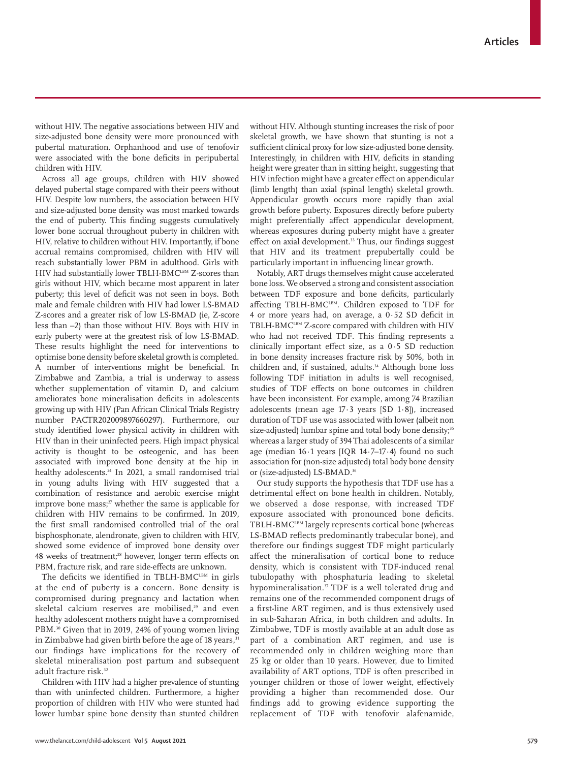without HIV. The negative associations between HIV and size-adjusted bone density were more pronounced with pubertal maturation. Orphanhood and use of tenofovir were associated with the bone deficits in peripubertal children with HIV.

Across all age groups, children with HIV showed delayed pubertal stage compared with their peers without HIV. Despite low numbers, the association between HIV and size-adjusted bone density was most marked towards the end of puberty. This finding suggests cumulatively lower bone accrual throughout puberty in children with HIV, relative to children without HIV. Importantly, if bone accrual remains compromised, children with HIV will reach substantially lower PBM in adulthood. Girls with HIV had substantially lower TBLH-BMC$^{LBM}$ Z-scores than girls without HIV, which became most apparent in later puberty; this level of deficit was not seen in boys. Both male and female children with HIV had lower LS-BMAD Z-scores and a greater risk of low LS-BMAD (ie, Z-score less than –2) than those without HIV. Boys with HIV in early puberty were at the greatest risk of low LS-BMAD. These results highlight the need for interventions to optimise bone density before skeletal growth is completed. A number of interventions might be beneficial. In Zimbabwe and Zambia, a trial is underway to assess whether supplementation of vitamin $D_3$ and calcium ameliorates bone mineralisation deficits in adolescents growing up with HIV (Pan African Clinical Trials Registry number PACTR202009897660297). Furthermore, our study identified lower physical activity in children with HIV than in their uninfected peers. High impact physical activity is thought to be osteogenic, and has been associated with improved bone density at the hip in healthy adolescents.[24] In 2021, a small randomised trial in young adults living with HIV suggested that a combination of resistance and aerobic exercise might improve bone mass;[27] whether the same is applicable for children with HIV remains to be confirmed. In 2019, the first small randomised controlled trial of the oral bisphosphonate, alendronate, given to children with HIV, showed some evidence of improved bone density over 48 weeks of treatment;[28] however, longer term effects on PBM, fracture risk, and rare side-effects are unknown.

The deficits we identified in TBLH-BMC$^{LBM}$ in girls at the end of puberty is a concern. Bone density is compromised during pregnancy and lactation when skeletal calcium reserves are mobilised,[29] and even healthy adolescent mothers might have a compromised PBM.[30] Given that in 2019, 24% of young women living in Zimbabwe had given birth before the age of 18 years,[31] our findings have implications for the recovery of skeletal mineralisation post partum and subsequent adult fracture risk.[32]

Children with HIV had a higher prevalence of stunting than with uninfected children. Furthermore, a higher proportion of children with HIV who were stunted had lower lumbar spine bone density than stunted children without HIV. Although stunting increases the risk of poor skeletal growth, we have shown that stunting is not a sufficient clinical proxy for low size-adjusted bone density. Interestingly, in children with HIV, deficits in standing height were greater than in sitting height, suggesting that HIV infection might have a greater effect on appendicular (limb length) than axial (spinal length) skeletal growth. Appendicular growth occurs more rapidly than axial growth before puberty. Exposures directly before puberty might preferentially affect appendicular development, whereas exposures during puberty might have a greater effect on axial development.[33] Thus, our findings suggest that HIV and its treatment prepubertally could be particularly important in influencing linear growth.

Notably, ART drugs themselves might cause accelerated bone loss. We observed a strong and consistent association between TDF exposure and bone deficits, particularly affecting TBLH-BMC$^{LBM}$. Children exposed to TDF for 4 or more years had, on average, a 0·52 SD deficit in TBLH-BMC$^{LBM}$ Z-score compared with children with HIV who had not received TDF. This finding represents a clinically important effect size, as a 0·5 SD reduction in bone density increases fracture risk by 50%, both in children and, if sustained, adults.[34] Although bone loss following TDF initiation in adults is well recognised, studies of TDF effects on bone outcomes in children have been inconsistent. For example, among 74 Brazilian adolescents (mean age 17·3 years [SD 1·8]), increased duration of TDF use was associated with lower (albeit non size-adjusted) lumbar spine and total body bone density;[35] whereas a larger study of 394 Thai adolescents of a similar age (median 16·1 years [IQR 14·7–17·4) found no such association for (non-size adjusted) total body bone density or (size-adjusted) LS-BMAD.[36]

Our study supports the hypothesis that TDF use has a detrimental effect on bone health in children. Notably, we observed a dose response, with increased TDF exposure associated with pronounced bone deficits. TBLH-BMC$^{LBM}$ largely represents cortical bone (whereas LS-BMAD reflects predominantly trabecular bone), and therefore our findings suggest TDF might particularly affect the mineralisation of cortical bone to reduce density, which is consistent with TDF-induced renal tubulopathy with phosphaturia leading to skeletal hypomineralisation.[37] TDF is a well tolerated drug and remains one of the recommended component drugs of a first-line ART regimen, and is thus extensively used in sub-Saharan Africa, in both children and adults. In Zimbabwe, TDF is mostly available at an adult dose as part of a combination ART regimen, and use is recommended only in children weighing more than 25 kg or older than 10 years. However, due to limited availability of ART options, TDF is often prescribed in younger children or those of lower weight, effectively providing a higher than recommended dose. Our findings add to growing evidence supporting the replacement of TDF with tenofovir alafenamide,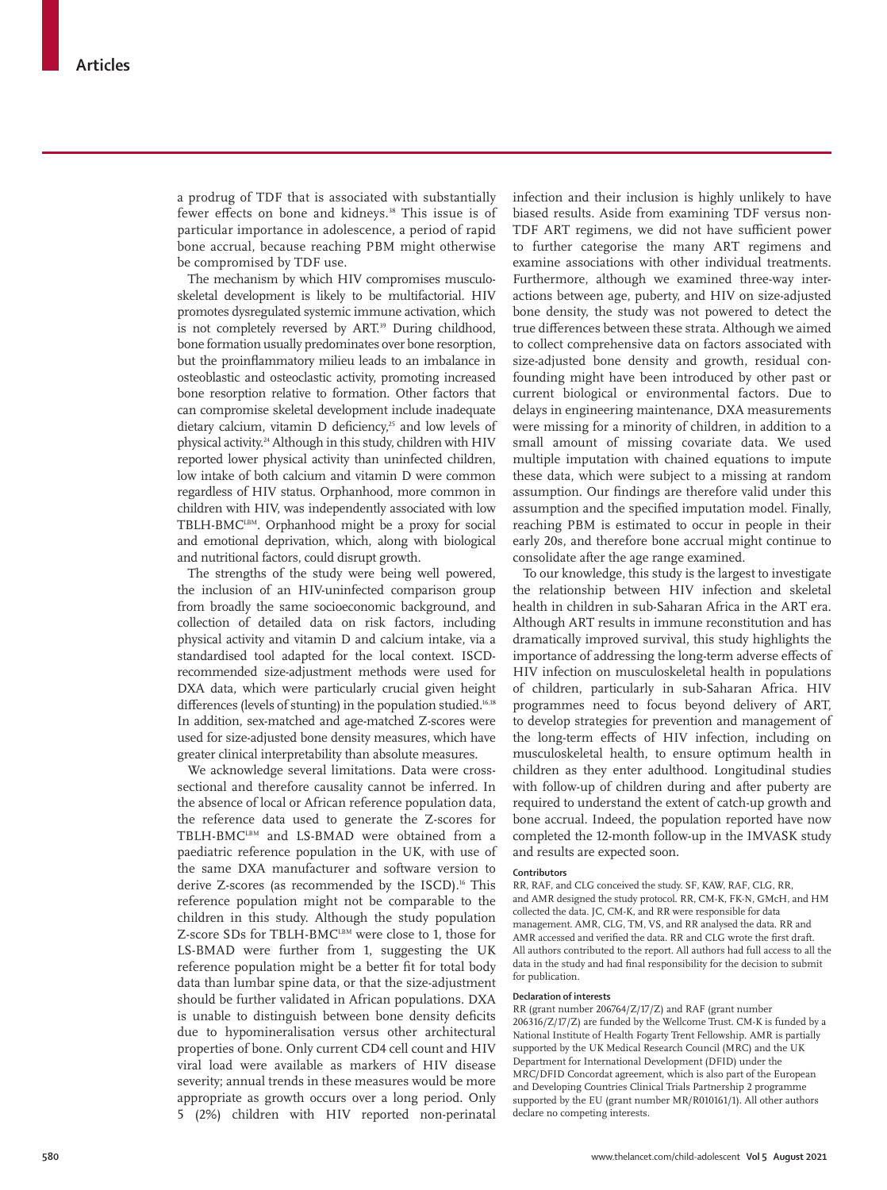a prodrug of TDF that is associated with substantially fewer effects on bone and kidneys.[38] This issue is of particular importance in adolescence, a period of rapid bone accrual, because reaching PBM might otherwise be compromised by TDF use.

The mechanism by which HIV compromises musculoskeletal development is likely to be multifactorial. HIV promotes dysregulated systemic immune activation, which is not completely reversed by ART.[39] During childhood, bone formation usually predominates over bone resorption, but the proinflammatory milieu leads to an imbalance in osteoblastic and osteoclastic activity, promoting increased bone resorption relative to formation. Other factors that can compromise skeletal development include inadequate dietary calcium, vitamin D deficiency,[25] and low levels of physical activity.[24] Although in this study, children with HIV reported lower physical activity than uninfected children, low intake of both calcium and vitamin D were common regardless of HIV status. Orphanhood, more common in children with HIV, was independently associated with low TBLH-BMC$^{LBM}$. Orphanhood might be a proxy for social and emotional deprivation, which, along with biological and nutritional factors, could disrupt growth.

The strengths of the study were being well powered, the inclusion of an HIV-uninfected comparison group from broadly the same socioeconomic background, and collection of detailed data on risk factors, including physical activity and vitamin D and calcium intake, via a standardised tool adapted for the local context. ISCD-recommended size-adjustment methods were used for DXA data, which were particularly crucial given height differences (levels of stunting) in the population studied.[16,18] In addition, sex-matched and age-matched Z-scores were used for size-adjusted bone density measures, which have greater clinical interpretability than absolute measures.

We acknowledge several limitations. Data were cross-sectional and therefore causality cannot be inferred. In the absence of local or African reference population data, the reference data used to generate the Z-scores for TBLH-BMC$^{LBM}$ and LS-BMAD were obtained from a paediatric reference population in the UK, with use of the same DXA manufacturer and software version to derive Z-scores (as recommended by the ISCD).[16] This reference population might not be comparable to the children in this study. Although the study population Z-score SDs for TBLH-BMC$^{LBM}$ were close to 1, those for LS-BMAD were further from 1, suggesting the UK reference population might be a better fit for total body data than lumbar spine data, or that the size-adjustment should be further validated in African populations. DXA is unable to distinguish between bone density deficits due to hypomineralisation versus other architectural properties of bone. Only current CD4 cell count and HIV viral load were available as markers of HIV disease severity; annual trends in these measures would be more appropriate as growth occurs over a long period. Only 5 (2%) children with HIV reported non-perinatal infection and their inclusion is highly unlikely to have biased results. Aside from examining TDF versus non-TDF ART regimens, we did not have sufficient power to further categorise the many ART regimens and examine associations with other individual treatments. Furthermore, although we examined three-way interactions between age, puberty, and HIV on size-adjusted bone density, the study was not powered to detect the true differences between these strata. Although we aimed to collect comprehensive data on factors associated with size-adjusted bone density and growth, residual confounding might have been introduced by other past or current biological or environmental factors. Due to delays in engineering maintenance, DXA measurements were missing for a minority of children, in addition to a small amount of missing covariate data. We used multiple imputation with chained equations to impute these data, which were subject to a missing at random assumption. Our findings are therefore valid under this assumption and the specified imputation model. Finally, reaching PBM is estimated to occur in people in their early 20s, and therefore bone accrual might continue to consolidate after the age range examined.

To our knowledge, this study is the largest to investigate the relationship between HIV infection and skeletal health in children in sub-Saharan Africa in the ART era. Although ART results in immune reconstitution and has dramatically improved survival, this study highlights the importance of addressing the long-term adverse effects of HIV infection on musculoskeletal health in populations of children, particularly in sub-Saharan Africa. HIV programmes need to focus beyond delivery of ART, to develop strategies for prevention and management of the long-term effects of HIV infection, including on musculoskeletal health, to ensure optimum health in children as they enter adulthood. Longitudinal studies with follow-up of children during and after puberty are required to understand the extent of catch-up growth and bone accrual. Indeed, the population reported have now completed the 12-month follow-up in the IMVASK study and results are expected soon.

#### Contributors

RR, RAF, and CLG conceived the study. SF, KAW, RAF, CLG, RR, and AMR designed the study protocol. RR, CM-K, FK-N, GMcH, and HM collected the data. JC, CM-K, and RR were responsible for data management. AMR, CLG, TM, VS, and RR analysed the data. RR and AMR accessed and verified the data. RR and CLG wrote the first draft. All authors contributed to the report. All authors had full access to all the data in the study and had final responsibility for the decision to submit for publication.

#### Declaration of interests

RR (grant number 206764/Z/17/Z) and RAF (grant number 206316/Z/17/Z) are funded by the Wellcome Trust. CM-K is funded by a National Institute of Health Fogarty Trent Fellowship. AMR is partially supported by the UK Medical Research Council (MRC) and the UK Department for International Development (DFID) under the MRC/DFID Concordat agreement, which is also part of the European and Developing Countries Clinical Trials Partnership 2 programme supported by the EU (grant number MR/R010161/1). All other authors declare no competing interests.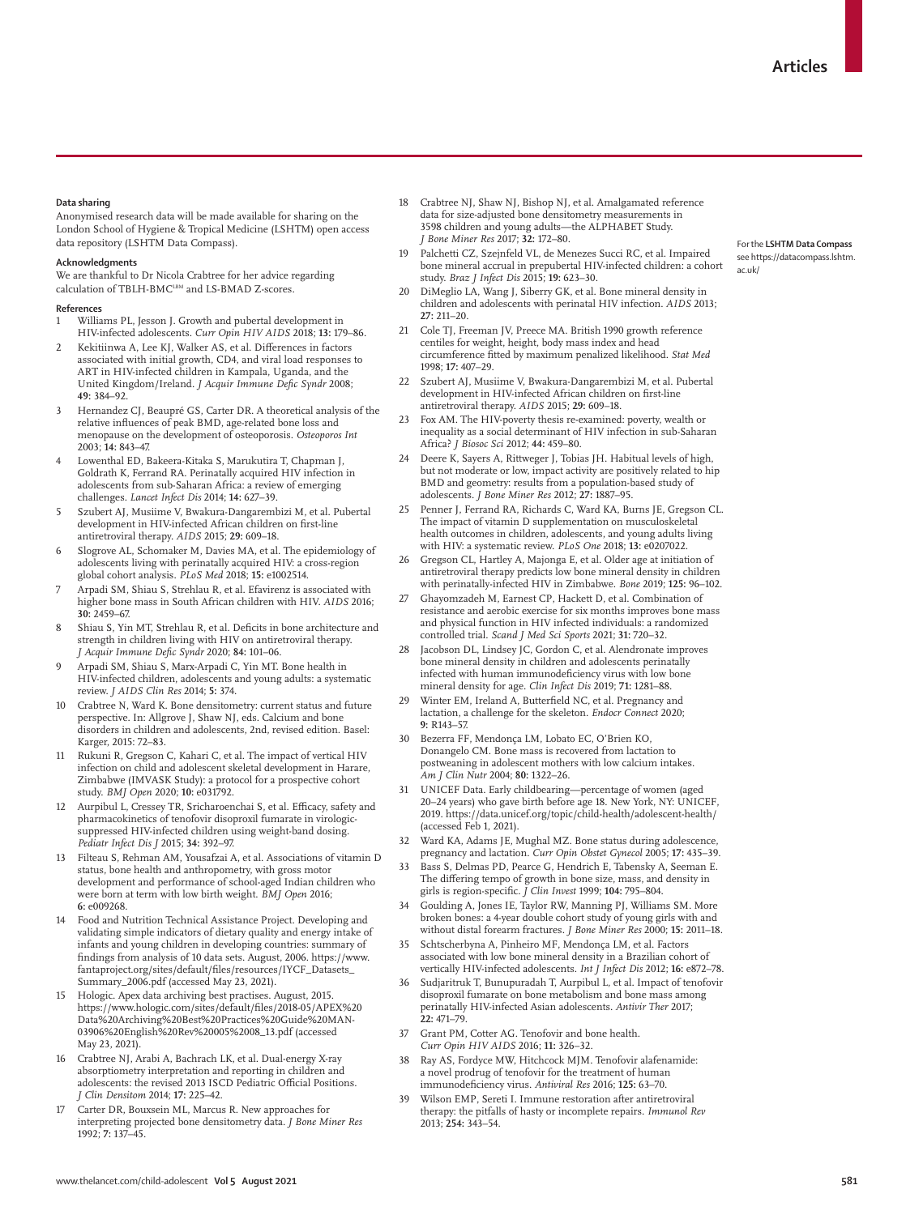## Data sharing

Anonymised research data will be made available for sharing on the London School of Hygiene & Tropical Medicine (LSHTM) open access data repository (LSHTM Data Compass).

For the **LSHTM Data Compass** see https://datacompass.lshtm.ac.uk/

## Acknowledgments

We are thankful to Dr Nicola Crabtree for her advice regarding calculation of TBLH-BMC[LBM] and LS-BMAD Z-scores.

## References

1. Williams PL, Jesson J. Growth and pubertal development in HIV-infected adolescents. *Curr Opin HIV AIDS* 2018; **13:** 179–86.
2. Kekitiinwa A, Lee KJ, Walker AS, et al. Differences in factors associated with initial growth, CD4, and viral load responses to ART in HIV-infected children in Kampala, Uganda, and the United Kingdom/Ireland. *J Acquir Immune Defic Syndr* 2008; **49:** 384–92.
3. Hernandez CJ, Beaupré GS, Carter DR. A theoretical analysis of the relative influences of peak BMD, age-related bone loss and menopause on the development of osteoporosis. *Osteoporos Int* 2003; **14:** 843–47.
4. Lowenthal ED, Bakeera-Kitaka S, Marukutira T, Chapman J, Goldrath K, Ferrand RA. Perinatally acquired HIV infection in adolescents from sub-Saharan Africa: a review of emerging challenges. *Lancet Infect Dis* 2014; **14:** 627–39.
5. Szubert AJ, Musiime V, Bwakura-Dangarembizi M, et al. Pubertal development in HIV-infected African children on first-line antiretroviral therapy. *AIDS* 2015; **29:** 609–18.
6. Slogrove AL, Schomaker M, Davies MA, et al. The epidemiology of adolescents living with perinatally acquired HIV: a cross-region global cohort analysis. *PLoS Med* 2018; **15:** e1002514.
7. Arpadi SM, Shiau S, Strehlau R, et al. Efavirenz is associated with higher bone mass in South African children with HIV. *AIDS* 2016; **30:** 2459–67.
8. Shiau S, Yin MT, Strehlau R, et al. Deficits in bone architecture and strength in children living with HIV on antiretroviral therapy. *J Acquir Immune Defic Syndr* 2020; **84:** 101–06.
9. Arpadi SM, Shiau S, Marx-Arpadi C, Yin MT. Bone health in HIV-infected children, adolescents and young adults: a systematic review. *J AIDS Clin Res* 2014; **5:** 374.
10. Crabtree N, Ward K. Bone densitometry: current status and future perspective. In: Allgrove J, Shaw NJ, eds. Calcium and bone disorders in children and adolescents, 2nd, revised edition. Basel: Karger, 2015: 72–83.
11. Rukuni R, Gregson C, Kahari C, et al. The impact of vertical HIV infection on child and adolescent skeletal development in Harare, Zimbabwe (IMVASK Study): a protocol for a prospective cohort study. *BMJ Open* 2020; **10:** e031792.
12. Aurpibul L, Cressey TR, Sricharoenchai S, et al. Efficacy, safety and pharmacokinetics of tenofovir disoproxil fumarate in virologic-suppressed HIV-infected children using weight-band dosing. *Pediatr Infect Dis J* 2015; **34:** 392–97.
13. Filteau S, Rehman AM, Yousafzai A, et al. Associations of vitamin D status, bone health and anthropometry, with gross motor development and performance of school-aged Indian children who were born at term with low birth weight. *BMJ Open* 2016; **6:** e009268.
14. Food and Nutrition Technical Assistance Project. Developing and validating simple indicators of dietary quality and energy intake of infants and young children in developing countries: summary of findings from analysis of 10 data sets. August, 2006. https://www.fantaproject.org/sites/default/files/resources/IYCF_Datasets_Summary_2006.pdf (accessed May 23, 2021).
15. Hologic. Apex data archiving best practises. August, 2015. https://www.hologic.com/sites/default/files/2018-05/APEX%20Data%20Archiving%20Best%20Practices%20Guide%20MAN-03906%20English%20Rev%20005%2008_13.pdf (accessed May 23, 2021).
16. Crabtree NJ, Arabi A, Bachrach LK, et al. Dual-energy X-ray absorptiometry interpretation and reporting in children and adolescents: the revised 2013 ISCD Pediatric Official Positions. *J Clin Densitom* 2014; **17:** 225–42.
17. Carter DR, Bouxsein ML, Marcus R. New approaches for interpreting projected bone densitometry data. *J Bone Miner Res* 1992; **7:** 137–45.
18. Crabtree NJ, Shaw NJ, Bishop NJ, et al. Amalgamated reference data for size-adjusted bone densitometry measurements in 3598 children and young adults—the ALPHABET Study. *J Bone Miner Res* 2017; **32:** 172–80.
19. Palchetti CZ, Szejnfeld VL, de Menezes Succi RC, et al. Impaired bone mineral accrual in prepubertal HIV-infected children: a cohort study. *Braz J Infect Dis* 2015; **19:** 623–30.
20. DiMeglio LA, Wang J, Siberry GK, et al. Bone mineral density in children and adolescents with perinatal HIV infection. *AIDS* 2013; **27:** 211–20.
21. Cole TJ, Freeman JV, Preece MA. British 1990 growth reference centiles for weight, height, body mass index and head circumference fitted by maximum penalized likelihood. *Stat Med* 1998; **17:** 407–29.
22. Szubert AJ, Musiime V, Bwakura-Dangarembizi M, et al. Pubertal development in HIV-infected African children on first-line antiretroviral therapy. *AIDS* 2015; **29:** 609–18.
23. Fox AM. The HIV-poverty thesis re-examined: poverty, wealth or inequality as a social determinant of HIV infection in sub-Saharan Africa? *J Biosoc Sci* 2012; **44:** 459–80.
24. Deere K, Sayers A, Rittweger J, Tobias JH. Habitual levels of high, but not moderate or low, impact activity are positively related to hip BMD and geometry: results from a population-based study of adolescents. *J Bone Miner Res* 2012; **27:** 1887–95.
25. Penner J, Ferrand RA, Richards C, Ward KA, Burns JE, Gregson CL. The impact of vitamin D supplementation on musculoskeletal health outcomes in children, adolescents, and young adults living with HIV: a systematic review. *PLoS One* 2018; **13:** e0207022.
26. Gregson CL, Hartley A, Majonga E, et al. Older age at initiation of antiretroviral therapy predicts low bone mineral density in children with perinatally-infected HIV in Zimbabwe. *Bone* 2019; **125:** 96–102.
27. Ghayomzadeh M, Earnest CP, Hackett D, et al. Combination of resistance and aerobic exercise for six months improves bone mass and physical function in HIV infected individuals: a randomized controlled trial. *Scand J Med Sci Sports* 2021; **31:** 720–32.
28. Jacobson DL, Lindsey JC, Gordon C, et al. Alendronate improves bone mineral density in children and adolescents perinatally infected with human immunodeficiency virus with low bone mineral density for age. *Clin Infect Dis* 2019; **71:** 1281–88.
29. Winter EM, Ireland A, Butterfield NC, et al. Pregnancy and lactation, a challenge for the skeleton. *Endocr Connect* 2020; **9:** R143–57.
30. Bezerra FF, Mendonça LM, Lobato EC, O'Brien KO, Donangelo CM. Bone mass is recovered from lactation to postweaning in adolescent mothers with low calcium intakes. *Am J Clin Nutr* 2004; **80:** 1322–26.
31. UNICEF Data. Early childbearing—percentage of women (aged 20–24 years) who gave birth before age 18. New York, NY: UNICEF, 2019. https://data.unicef.org/topic/child-health/adolescent-health/ (accessed Feb 1, 2021).
32. Ward KA, Adams JE, Mughal MZ. Bone status during adolescence, pregnancy and lactation. *Curr Opin Obstet Gynecol* 2005; **17:** 435–39.
33. Bass S, Delmas PD, Pearce G, Hendrich E, Tabensky A, Seeman E. The differing tempo of growth in bone size, mass, and density in girls is region-specific. *J Clin Invest* 1999; **104:** 795–804.
34. Goulding A, Jones IE, Taylor RW, Manning PJ, Williams SM. More broken bones: a 4-year double cohort study of young girls with and without distal forearm fractures. *J Bone Miner Res* 2000; **15:** 2011–18.
35. Schtscherbyna A, Pinheiro MF, Mendonça LM, et al. Factors associated with low bone mineral density in a Brazilian cohort of vertically HIV-infected adolescents. *Int J Infect Dis* 2012; **16:** e872–78.
36. Sudjaritruk T, Bunupuradah T, Aurpibul L, et al. Impact of tenofovir disoproxil fumarate on bone metabolism and bone mass among perinatally HIV-infected Asian adolescents. *Antivir Ther* 2017; **22:** 471–79.
37. Grant PM, Cotter AG. Tenofovir and bone health. *Curr Opin HIV AIDS* 2016; **11:** 326–32.
38. Ray AS, Fordyce MW, Hitchcock MJM. Tenofovir alafenamide: a novel prodrug of tenofovir for the treatment of human immunodeficiency virus. *Antiviral Res* 2016; **125:** 63–70.
39. Wilson EMP, Sereti I. Immune restoration after antiretroviral therapy: the pitfalls of hasty or incomplete repairs. *Immunol Rev* 2013; **254:** 343–54.